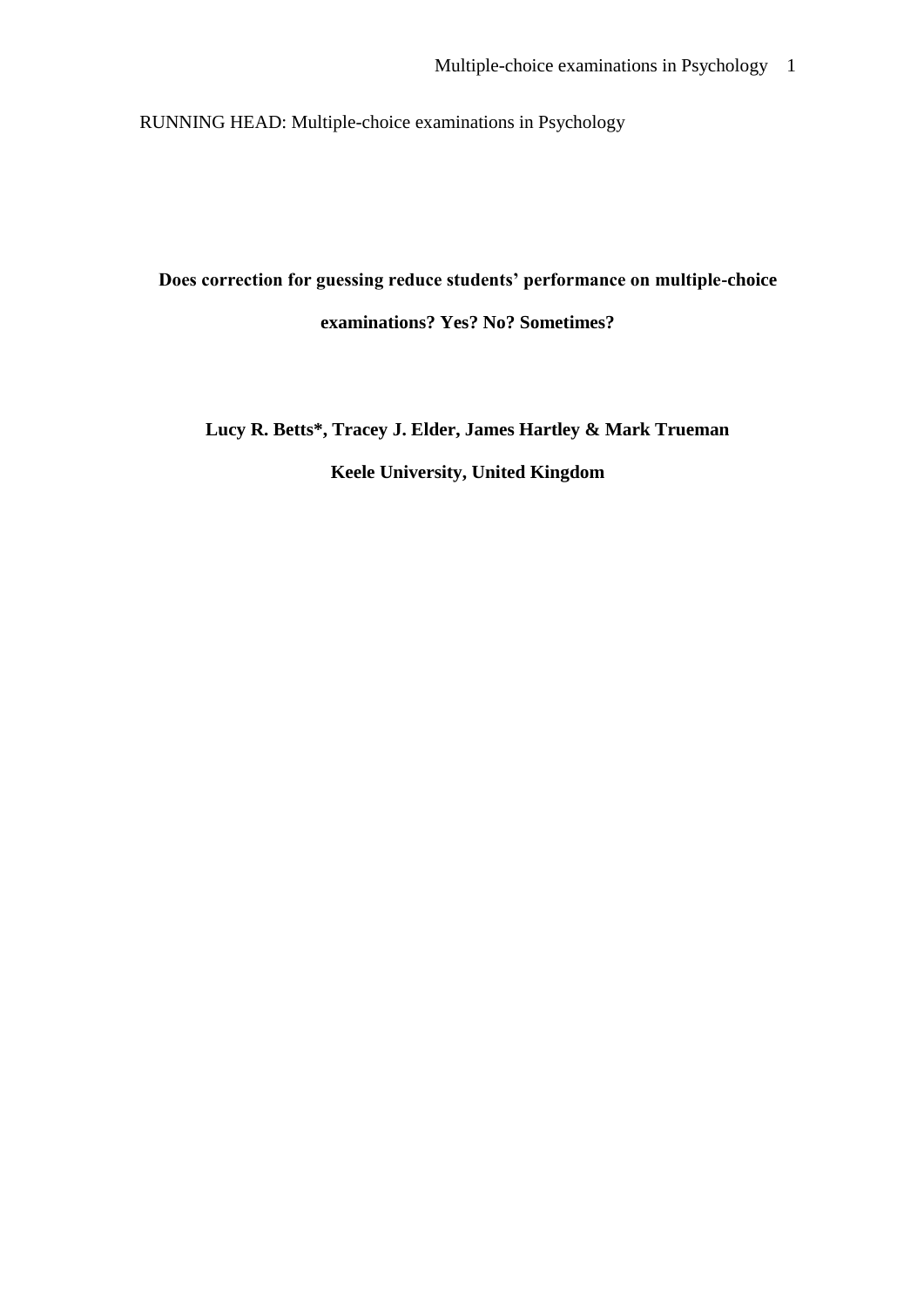RUNNING HEAD: Multiple-choice examinations in Psychology

# Does correction for guessing reduce students' performance on multiple-choice examinations? Yes? No? Sometimes?

**Lucy R. Betts*, Tracey J. Elder, James Hartley & Mark Trueman**

**Keele University, United Kingdom**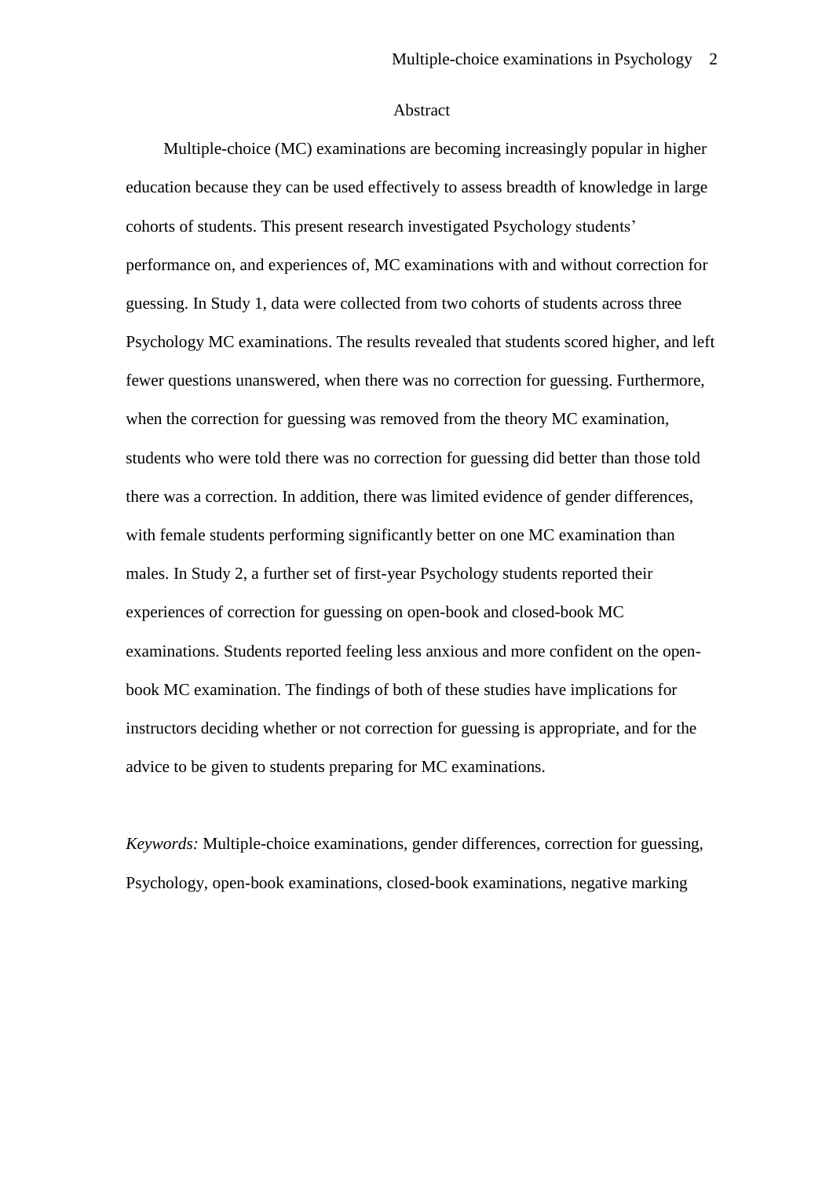# Abstract

Multiple-choice (MC) examinations are becoming increasingly popular in higher education because they can be used effectively to assess breadth of knowledge in large cohorts of students. This present research investigated Psychology students' performance on, and experiences of, MC examinations with and without correction for guessing. In Study 1, data were collected from two cohorts of students across three Psychology MC examinations. The results revealed that students scored higher, and left fewer questions unanswered, when there was no correction for guessing. Furthermore, when the correction for guessing was removed from the theory MC examination, students who were told there was no correction for guessing did better than those told there was a correction. In addition, there was limited evidence of gender differences, with female students performing significantly better on one MC examination than males. In Study 2, a further set of first-year Psychology students reported their experiences of correction for guessing on open-book and closed-book MC examinations. Students reported feeling less anxious and more confident on the open-book MC examination. The findings of both of these studies have implications for instructors deciding whether or not correction for guessing is appropriate, and for the advice to be given to students preparing for MC examinations.

*Keywords:* Multiple-choice examinations, gender differences, correction for guessing, Psychology, open-book examinations, closed-book examinations, negative marking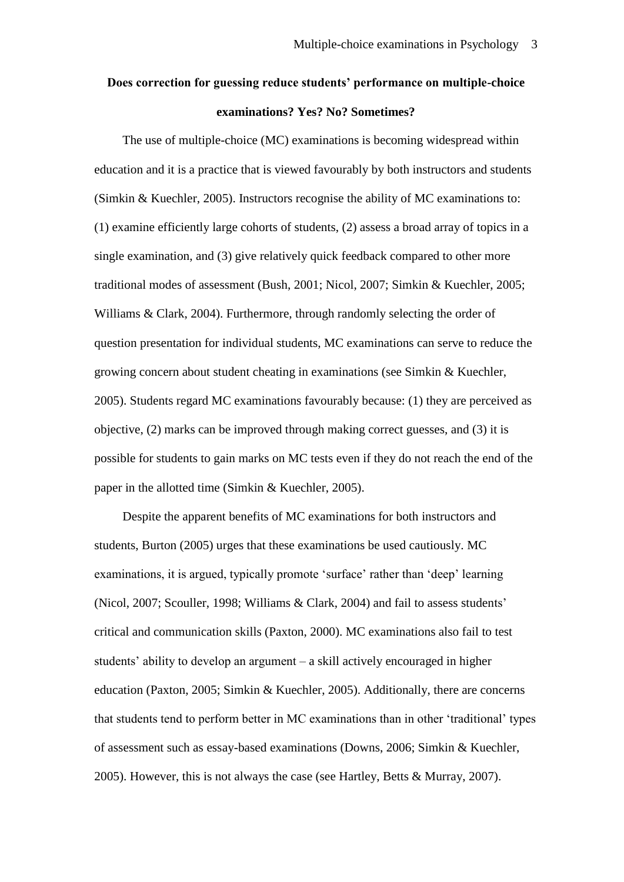# Does correction for guessing reduce students' performance on multiple-choice examinations? Yes? No? Sometimes?

The use of multiple-choice (MC) examinations is becoming widespread within education and it is a practice that is viewed favourably by both instructors and students (Simkin & Kuechler, 2005). Instructors recognise the ability of MC examinations to: (1) examine efficiently large cohorts of students, (2) assess a broad array of topics in a single examination, and (3) give relatively quick feedback compared to other more traditional modes of assessment (Bush, 2001; Nicol, 2007; Simkin & Kuechler, 2005; Williams & Clark, 2004). Furthermore, through randomly selecting the order of question presentation for individual students, MC examinations can serve to reduce the growing concern about student cheating in examinations (see Simkin & Kuechler, 2005). Students regard MC examinations favourably because: (1) they are perceived as objective, (2) marks can be improved through making correct guesses, and (3) it is possible for students to gain marks on MC tests even if they do not reach the end of the paper in the allotted time (Simkin & Kuechler, 2005).

Despite the apparent benefits of MC examinations for both instructors and students, Burton (2005) urges that these examinations be used cautiously. MC examinations, it is argued, typically promote 'surface' rather than 'deep' learning (Nicol, 2007; Scouller, 1998; Williams & Clark, 2004) and fail to assess students' critical and communication skills (Paxton, 2000). MC examinations also fail to test students' ability to develop an argument – a skill actively encouraged in higher education (Paxton, 2005; Simkin & Kuechler, 2005). Additionally, there are concerns that students tend to perform better in MC examinations than in other 'traditional' types of assessment such as essay-based examinations (Downs, 2006; Simkin & Kuechler, 2005). However, this is not always the case (see Hartley, Betts & Murray, 2007).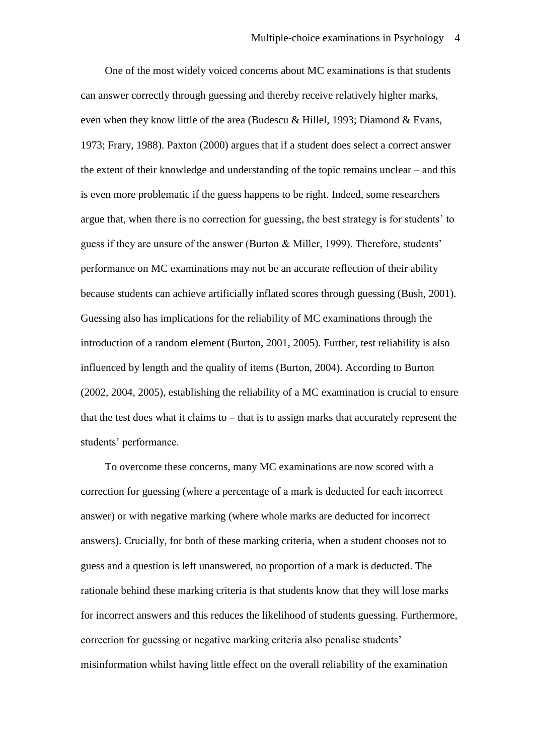One of the most widely voiced concerns about MC examinations is that students can answer correctly through guessing and thereby receive relatively higher marks, even when they know little of the area (Budescu & Hillel, 1993; Diamond & Evans, 1973; Frary, 1988). Paxton (2000) argues that if a student does select a correct answer the extent of their knowledge and understanding of the topic remains unclear – and this is even more problematic if the guess happens to be right. Indeed, some researchers argue that, when there is no correction for guessing, the best strategy is for students' to guess if they are unsure of the answer (Burton & Miller, 1999). Therefore, students' performance on MC examinations may not be an accurate reflection of their ability because students can achieve artificially inflated scores through guessing (Bush, 2001). Guessing also has implications for the reliability of MC examinations through the introduction of a random element (Burton, 2001, 2005). Further, test reliability is also influenced by length and the quality of items (Burton, 2004). According to Burton (2002, 2004, 2005), establishing the reliability of a MC examination is crucial to ensure that the test does what it claims to – that is to assign marks that accurately represent the students' performance.

To overcome these concerns, many MC examinations are now scored with a correction for guessing (where a percentage of a mark is deducted for each incorrect answer) or with negative marking (where whole marks are deducted for incorrect answers). Crucially, for both of these marking criteria, when a student chooses not to guess and a question is left unanswered, no proportion of a mark is deducted. The rationale behind these marking criteria is that students know that they will lose marks for incorrect answers and this reduces the likelihood of students guessing. Furthermore, correction for guessing or negative marking criteria also penalise students' misinformation whilst having little effect on the overall reliability of the examination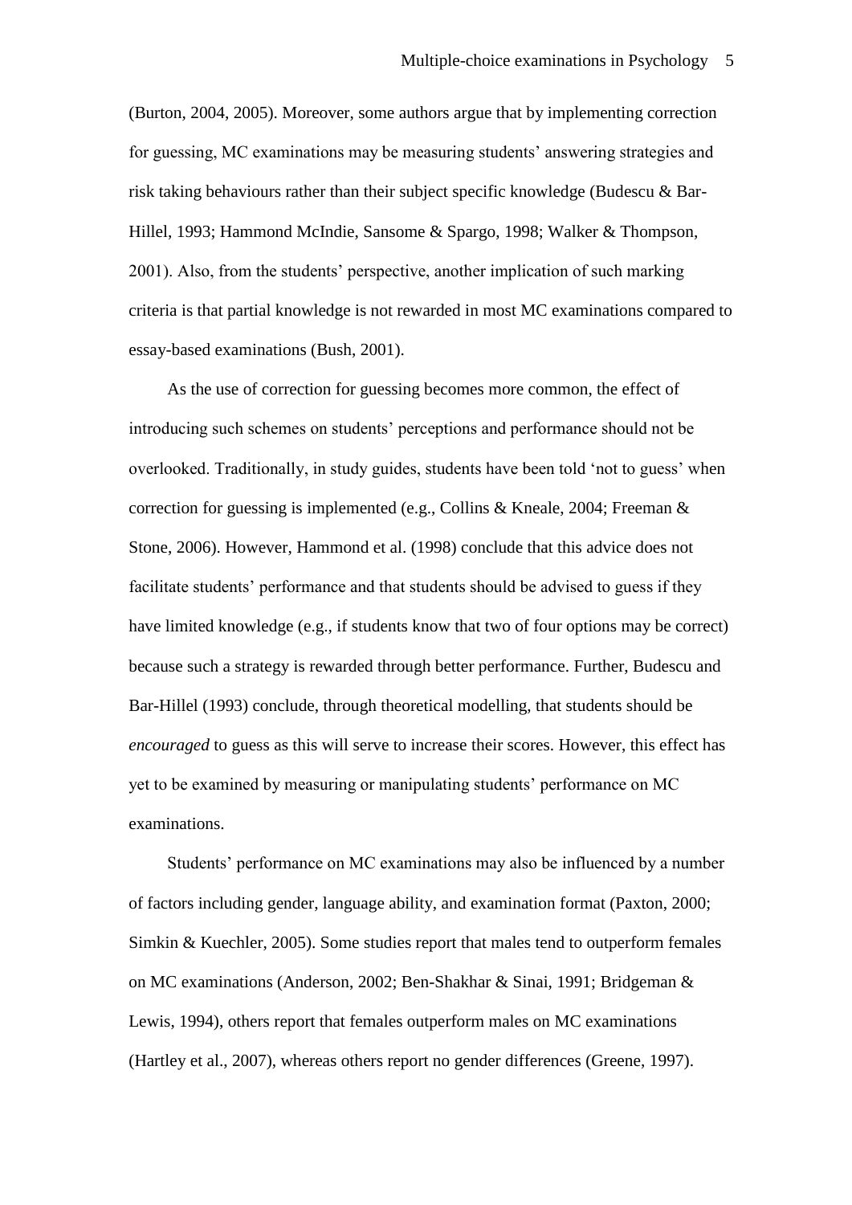(Burton, 2004, 2005). Moreover, some authors argue that by implementing correction for guessing, MC examinations may be measuring students' answering strategies and risk taking behaviours rather than their subject specific knowledge (Budescu & Bar-Hillel, 1993; Hammond McIndie, Sansome & Spargo, 1998; Walker & Thompson, 2001). Also, from the students' perspective, another implication of such marking criteria is that partial knowledge is not rewarded in most MC examinations compared to essay-based examinations (Bush, 2001).

As the use of correction for guessing becomes more common, the effect of introducing such schemes on students' perceptions and performance should not be overlooked. Traditionally, in study guides, students have been told 'not to guess' when correction for guessing is implemented (e.g., Collins & Kneale, 2004; Freeman & Stone, 2006). However, Hammond et al. (1998) conclude that this advice does not facilitate students' performance and that students should be advised to guess if they have limited knowledge (e.g., if students know that two of four options may be correct) because such a strategy is rewarded through better performance. Further, Budescu and Bar-Hillel (1993) conclude, through theoretical modelling, that students should be *encouraged* to guess as this will serve to increase their scores. However, this effect has yet to be examined by measuring or manipulating students' performance on MC examinations.

Students' performance on MC examinations may also be influenced by a number of factors including gender, language ability, and examination format (Paxton, 2000; Simkin & Kuechler, 2005). Some studies report that males tend to outperform females on MC examinations (Anderson, 2002; Ben-Shakhar & Sinai, 1991; Bridgeman & Lewis, 1994), others report that females outperform males on MC examinations (Hartley et al., 2007), whereas others report no gender differences (Greene, 1997).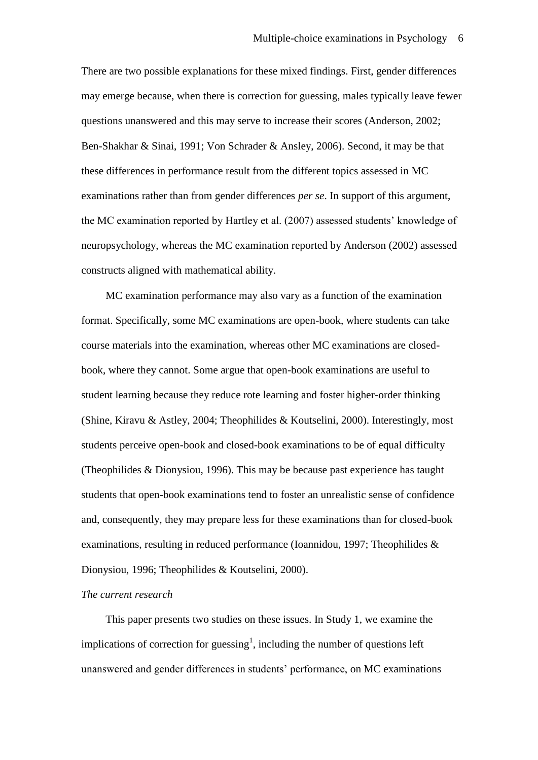There are two possible explanations for these mixed findings. First, gender differences may emerge because, when there is correction for guessing, males typically leave fewer questions unanswered and this may serve to increase their scores (Anderson, 2002; Ben-Shakhar & Sinai, 1991; Von Schrader & Ansley, 2006). Second, it may be that these differences in performance result from the different topics assessed in MC examinations rather than from gender differences *per se*. In support of this argument, the MC examination reported by Hartley et al. (2007) assessed students' knowledge of neuropsychology, whereas the MC examination reported by Anderson (2002) assessed constructs aligned with mathematical ability.

MC examination performance may also vary as a function of the examination format. Specifically, some MC examinations are open-book, where students can take course materials into the examination, whereas other MC examinations are closed-book, where they cannot. Some argue that open-book examinations are useful to student learning because they reduce rote learning and foster higher-order thinking (Shine, Kiravu & Astley, 2004; Theophilides & Koutselini, 2000). Interestingly, most students perceive open-book and closed-book examinations to be of equal difficulty (Theophilides & Dionysiou, 1996). This may be because past experience has taught students that open-book examinations tend to foster an unrealistic sense of confidence and, consequently, they may prepare less for these examinations than for closed-book examinations, resulting in reduced performance (Ioannidou, 1997; Theophilides & Dionysiou, 1996; Theophilides & Koutselini, 2000).

*The current research*

This paper presents two studies on these issues. In Study 1, we examine the implications of correction for guessing[1], including the number of questions left unanswered and gender differences in students' performance, on MC examinations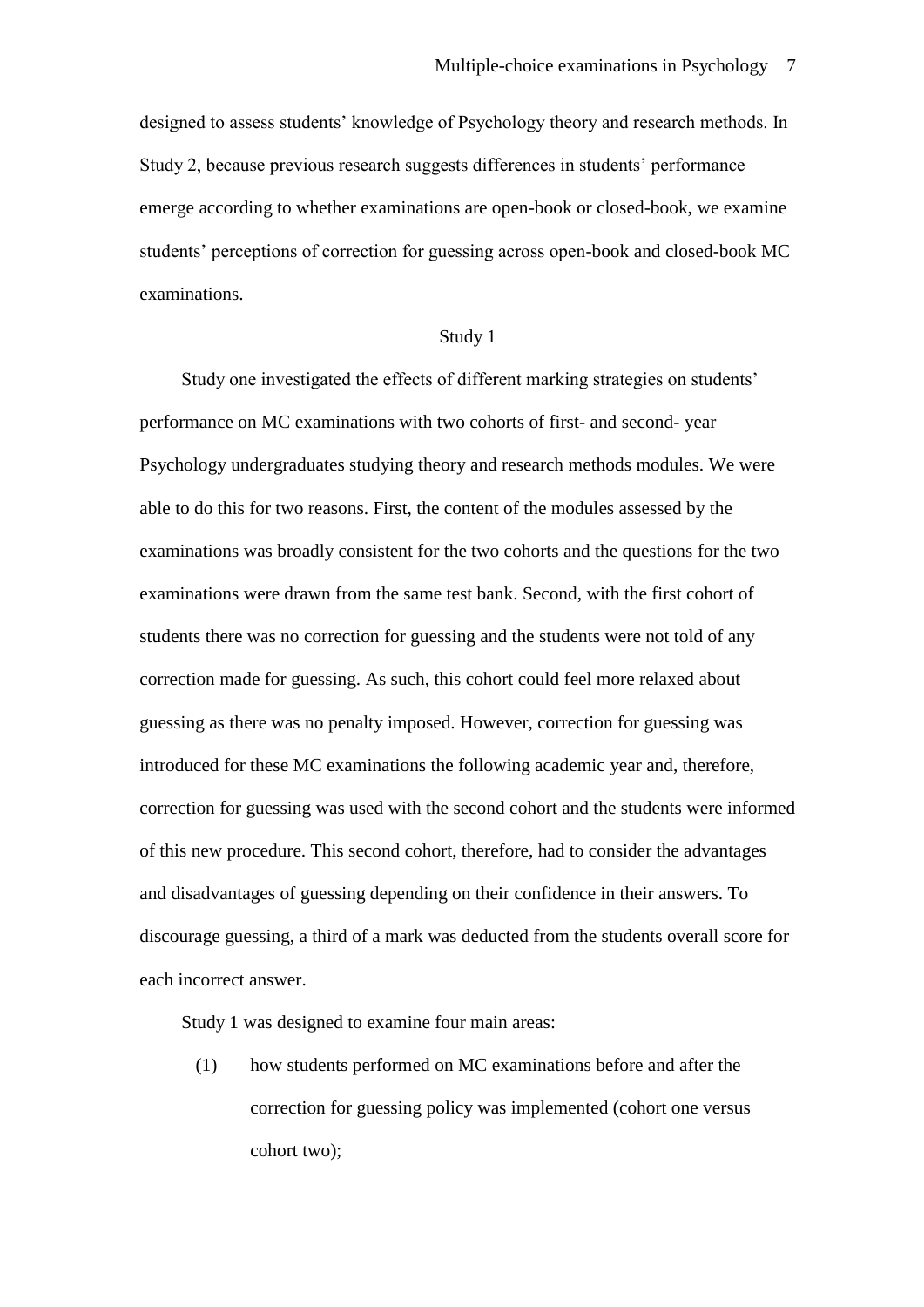designed to assess students' knowledge of Psychology theory and research methods. In Study 2, because previous research suggests differences in students' performance emerge according to whether examinations are open-book or closed-book, we examine students' perceptions of correction for guessing across open-book and closed-book MC examinations.

## Study 1

Study one investigated the effects of different marking strategies on students' performance on MC examinations with two cohorts of first- and second- year Psychology undergraduates studying theory and research methods modules. We were able to do this for two reasons. First, the content of the modules assessed by the examinations was broadly consistent for the two cohorts and the questions for the two examinations were drawn from the same test bank. Second, with the first cohort of students there was no correction for guessing and the students were not told of any correction made for guessing. As such, this cohort could feel more relaxed about guessing as there was no penalty imposed. However, correction for guessing was introduced for these MC examinations the following academic year and, therefore, correction for guessing was used with the second cohort and the students were informed of this new procedure. This second cohort, therefore, had to consider the advantages and disadvantages of guessing depending on their confidence in their answers. To discourage guessing, a third of a mark was deducted from the students overall score for each incorrect answer.

Study 1 was designed to examine four main areas:

(1) how students performed on MC examinations before and after the correction for guessing policy was implemented (cohort one versus cohort two);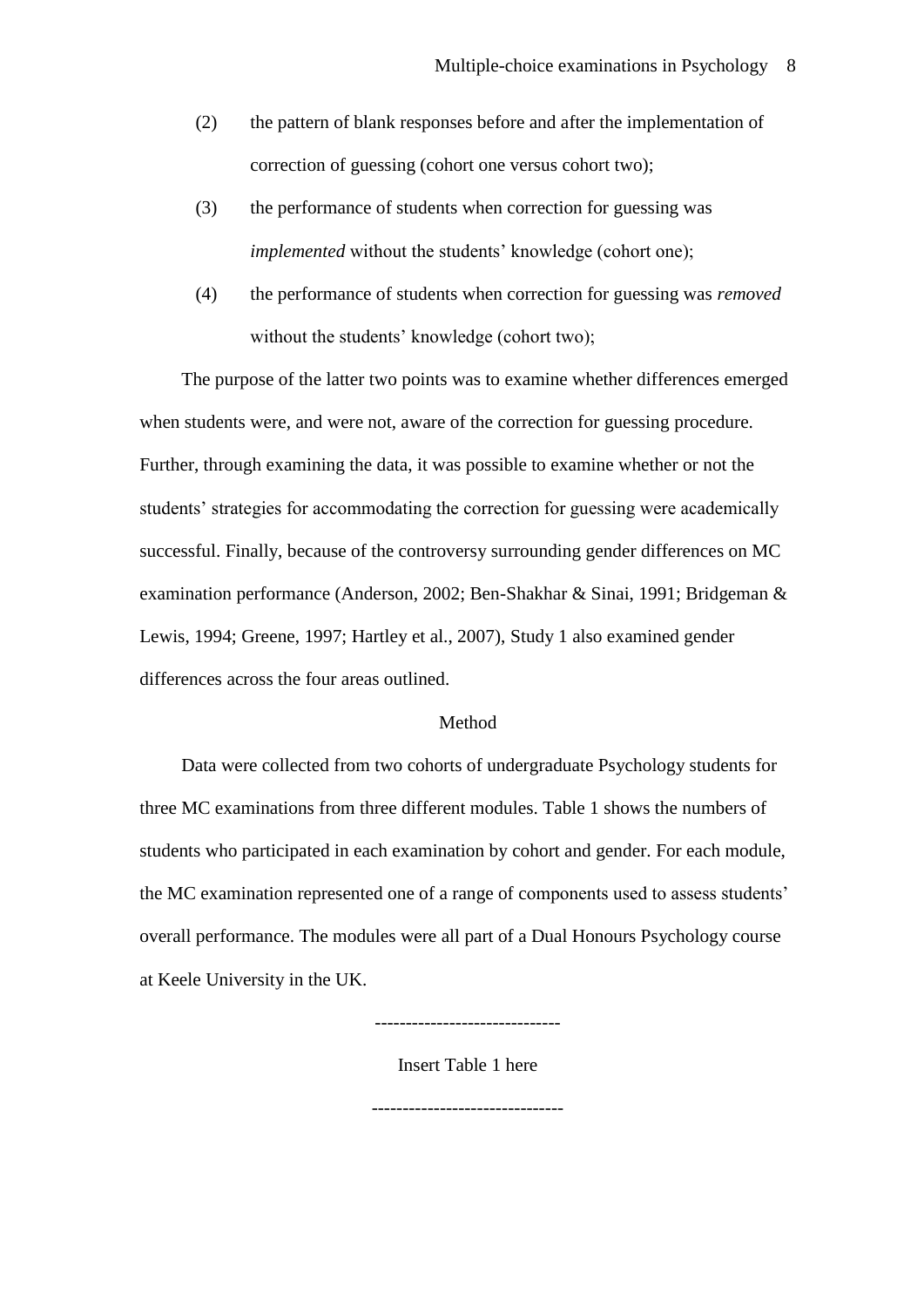(2) the pattern of blank responses before and after the implementation of correction of guessing (cohort one versus cohort two);

(3) the performance of students when correction for guessing was *implemented* without the students' knowledge (cohort one);

(4) the performance of students when correction for guessing was *removed* without the students' knowledge (cohort two);

The purpose of the latter two points was to examine whether differences emerged when students were, and were not, aware of the correction for guessing procedure. Further, through examining the data, it was possible to examine whether or not the students' strategies for accommodating the correction for guessing were academically successful. Finally, because of the controversy surrounding gender differences on MC examination performance (Anderson, 2002; Ben-Shakhar & Sinai, 1991; Bridgeman & Lewis, 1994; Greene, 1997; Hartley et al., 2007), Study 1 also examined gender differences across the four areas outlined.

## Method

Data were collected from two cohorts of undergraduate Psychology students for three MC examinations from three different modules. Table 1 shows the numbers of students who participated in each examination by cohort and gender. For each module, the MC examination represented one of a range of components used to assess students' overall performance. The modules were all part of a Dual Honours Psychology course at Keele University in the UK.

------------------------------

Insert Table 1 here

------------------------------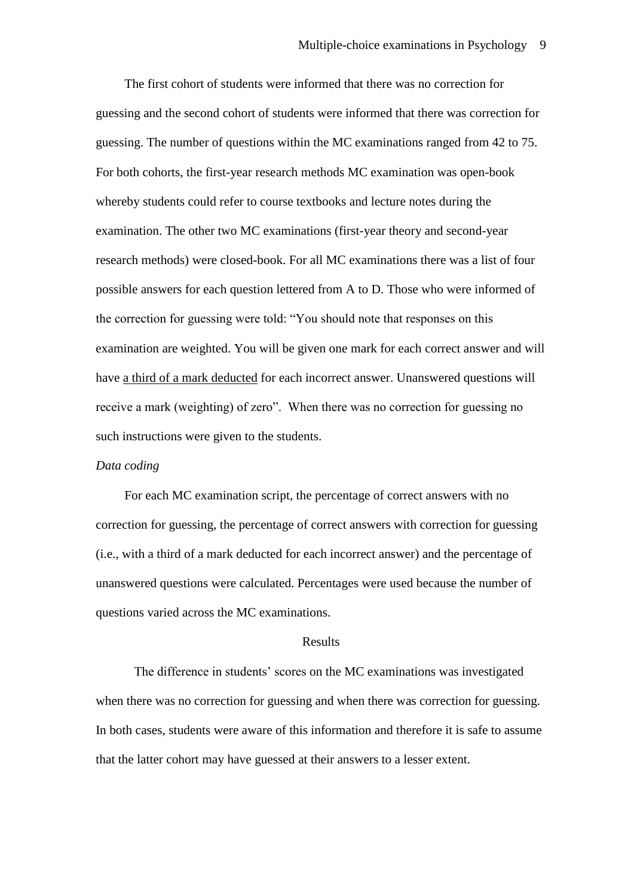The first cohort of students were informed that there was no correction for guessing and the second cohort of students were informed that there was correction for guessing. The number of questions within the MC examinations ranged from 42 to 75. For both cohorts, the first-year research methods MC examination was open-book whereby students could refer to course textbooks and lecture notes during the examination. The other two MC examinations (first-year theory and second-year research methods) were closed-book. For all MC examinations there was a list of four possible answers for each question lettered from A to D. Those who were informed of the correction for guessing were told: "You should note that responses on this examination are weighted. You will be given one mark for each correct answer and will have <u>a third of a mark deducted</u> for each incorrect answer. Unanswered questions will receive a mark (weighting) of zero". When there was no correction for guessing no such instructions were given to the students.

*Data coding*

For each MC examination script, the percentage of correct answers with no correction for guessing, the percentage of correct answers with correction for guessing (i.e., with a third of a mark deducted for each incorrect answer) and the percentage of unanswered questions were calculated. Percentages were used because the number of questions varied across the MC examinations.

## Results

The difference in students' scores on the MC examinations was investigated when there was no correction for guessing and when there was correction for guessing. In both cases, students were aware of this information and therefore it is safe to assume that the latter cohort may have guessed at their answers to a lesser extent.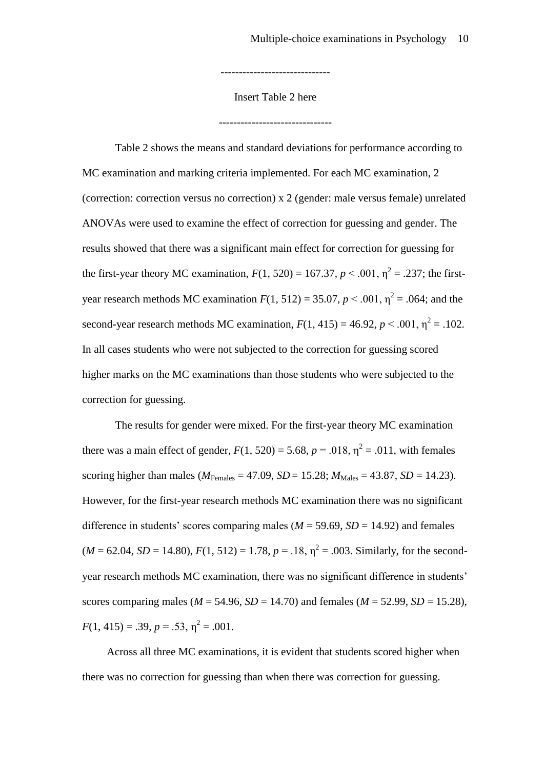------------------------------

Insert Table 2 here

-------------------------------

Table 2 shows the means and standard deviations for performance according to MC examination and marking criteria implemented. For each MC examination, 2 (correction: correction versus no correction) x 2 (gender: male versus female) unrelated ANOVAs were used to examine the effect of correction for guessing and gender. The results showed that there was a significant main effect for correction for guessing for the first-year theory MC examination, $F(1, 520) = 167.37$, $p < .001$, $\eta^2 = .237$; the first-year research methods MC examination $F(1, 512) = 35.07$, $p < .001$, $\eta^2 = .064$; and the second-year research methods MC examination, $F(1, 415) = 46.92$, $p < .001$, $\eta^2 = .102$. In all cases students who were not subjected to the correction for guessing scored higher marks on the MC examinations than those students who were subjected to the correction for guessing.

The results for gender were mixed. For the first-year theory MC examination there was a main effect of gender, $F(1, 520) = 5.68$, $p = .018$, $\eta^2 = .011$, with females scoring higher than males ($M_{\text{Females}} = 47.09$, $SD = 15.28$; $M_{\text{Males}} = 43.87$, $SD = 14.23$). However, for the first-year research methods MC examination there was no significant difference in students' scores comparing males ($M = 59.69$, $SD = 14.92$) and females ($M = 62.04$, $SD = 14.80$), $F(1, 512) = 1.78$, $p = .18$, $\eta^2 = .003$. Similarly, for the second-year research methods MC examination, there was no significant difference in students' scores comparing males ($M = 54.96$, $SD = 14.70$) and females ($M = 52.99$, $SD = 15.28$), $F(1, 415) = .39$, $p = .53$, $\eta^2 = .001$.

Across all three MC examinations, it is evident that students scored higher when there was no correction for guessing than when there was correction for guessing.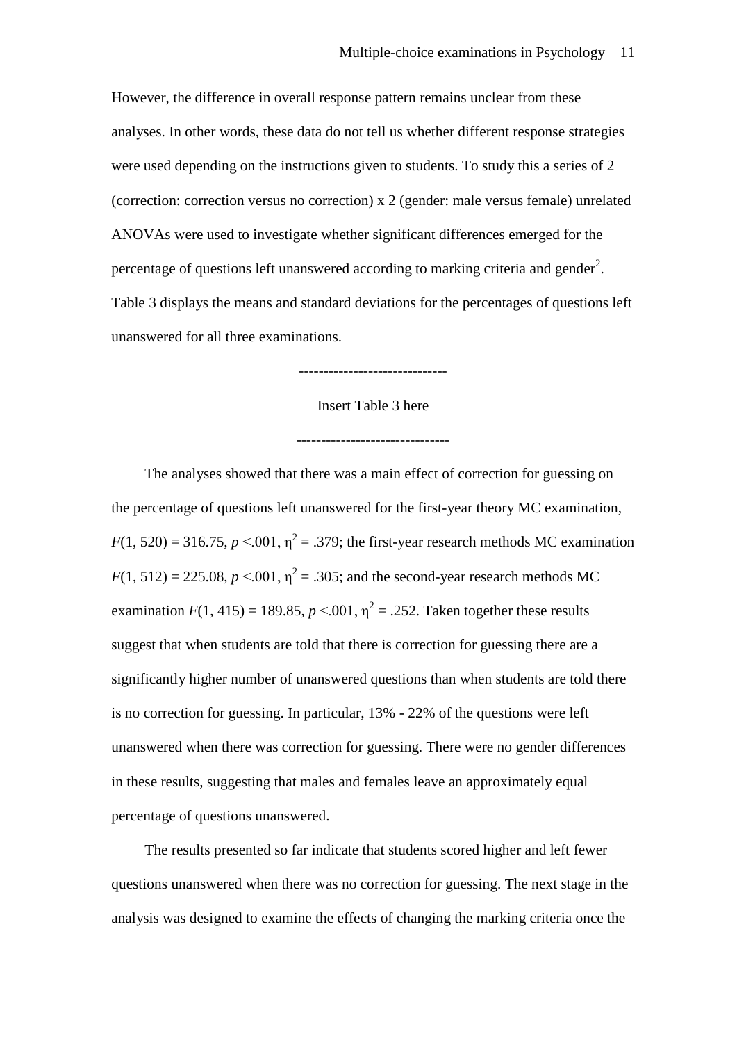However, the difference in overall response pattern remains unclear from these analyses. In other words, these data do not tell us whether different response strategies were used depending on the instructions given to students. To study this a series of 2 (correction: correction versus no correction) x 2 (gender: male versus female) unrelated ANOVAs were used to investigate whether significant differences emerged for the percentage of questions left unanswered according to marking criteria and gender[2]. Table 3 displays the means and standard deviations for the percentages of questions left unanswered for all three examinations.

------------------------------

Insert Table 3 here

-------------------------------

The analyses showed that there was a main effect of correction for guessing on the percentage of questions left unanswered for the first-year theory MC examination, $F(1, 520) = 316.75$, $p < .001$, $\eta^2 = .379$; the first-year research methods MC examination $F(1, 512) = 225.08$, $p < .001$, $\eta^2 = .305$; and the second-year research methods MC examination $F(1, 415) = 189.85$, $p < .001$, $\eta^2 = .252$. Taken together these results suggest that when students are told that there is correction for guessing there are a significantly higher number of unanswered questions than when students are told there is no correction for guessing. In particular, 13% - 22% of the questions were left unanswered when there was correction for guessing. There were no gender differences in these results, suggesting that males and females leave an approximately equal percentage of questions unanswered.

The results presented so far indicate that students scored higher and left fewer questions unanswered when there was no correction for guessing. The next stage in the analysis was designed to examine the effects of changing the marking criteria once the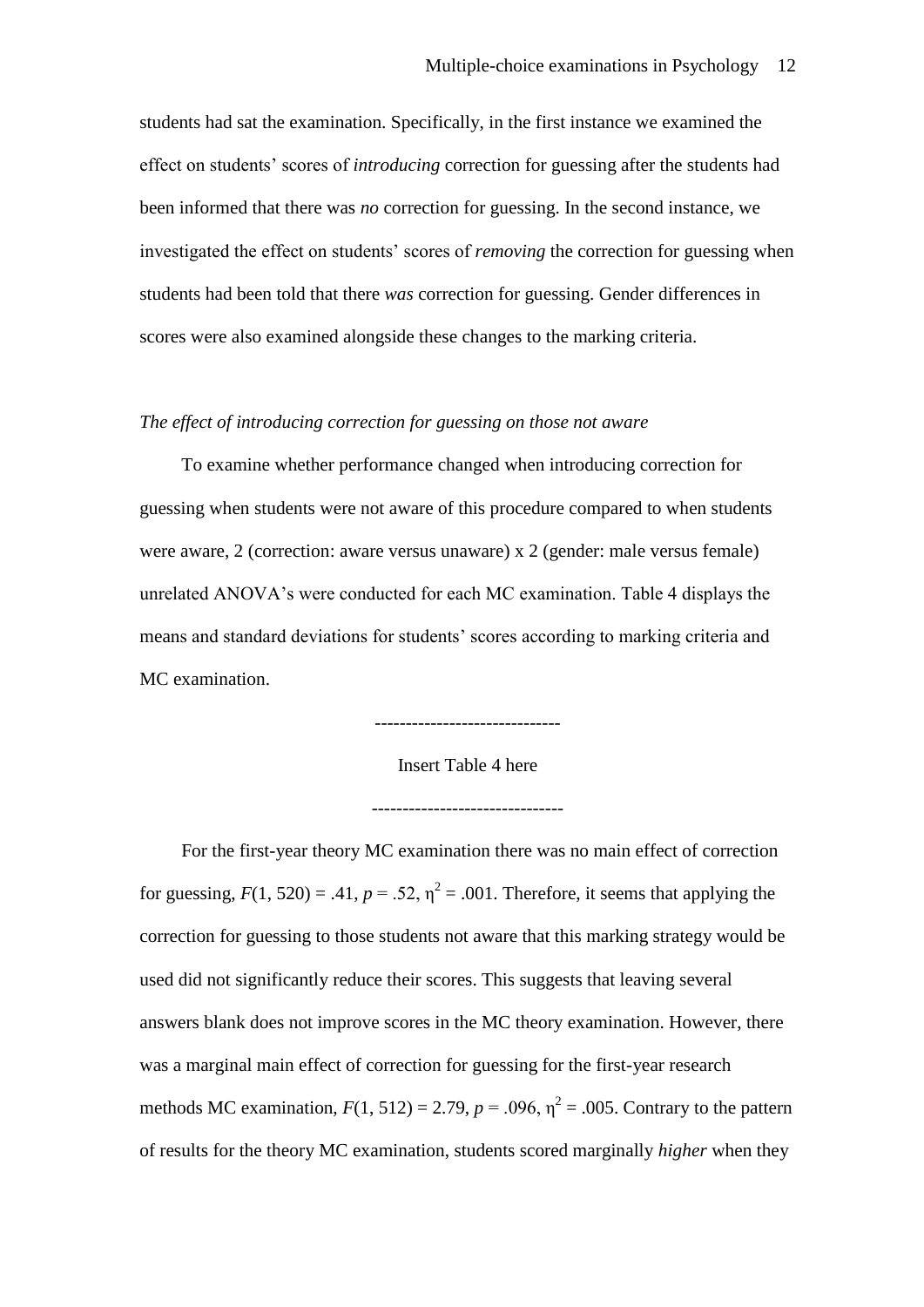students had sat the examination. Specifically, in the first instance we examined the effect on students' scores of *introducing* correction for guessing after the students had been informed that there was *no* correction for guessing. In the second instance, we investigated the effect on students' scores of *removing* the correction for guessing when students had been told that there *was* correction for guessing. Gender differences in scores were also examined alongside these changes to the marking criteria.

*The effect of introducing correction for guessing on those not aware*

To examine whether performance changed when introducing correction for guessing when students were not aware of this procedure compared to when students were aware, 2 (correction: aware versus unaware) x 2 (gender: male versus female) unrelated ANOVA's were conducted for each MC examination. Table 4 displays the means and standard deviations for students' scores according to marking criteria and MC examination.

------------------------------

Insert Table 4 here

------------------------------

For the first-year theory MC examination there was no main effect of correction for guessing, $F(1, 520) = .41$, $p = .52$, $\eta^2 = .001$. Therefore, it seems that applying the correction for guessing to those students not aware that this marking strategy would be used did not significantly reduce their scores. This suggests that leaving several answers blank does not improve scores in the MC theory examination. However, there was a marginal main effect of correction for guessing for the first-year research methods MC examination, $F(1, 512) = 2.79$, $p = .096$, $\eta^2 = .005$. Contrary to the pattern of results for the theory MC examination, students scored marginally *higher* when they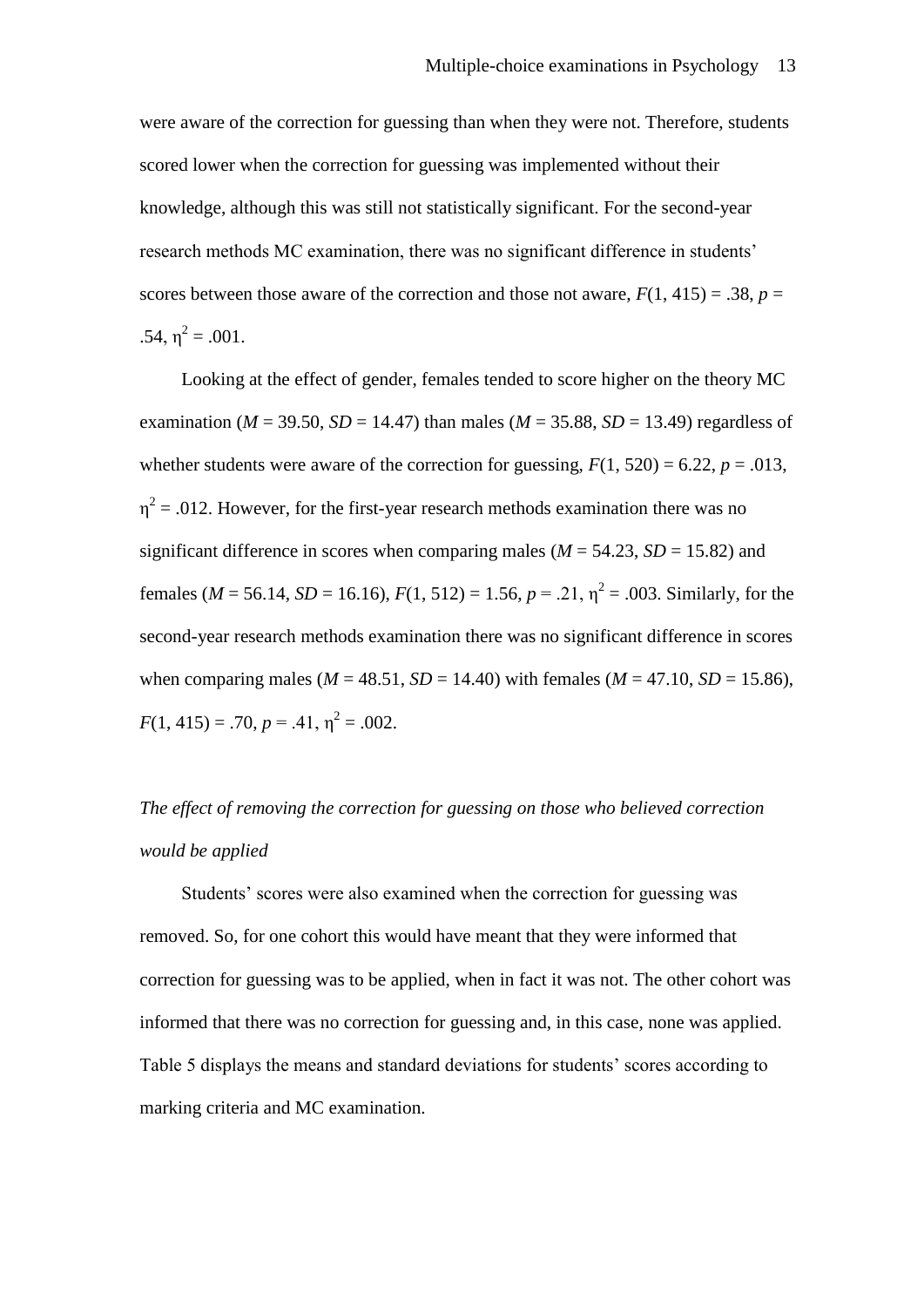were aware of the correction for guessing than when they were not. Therefore, students scored lower when the correction for guessing was implemented without their knowledge, although this was still not statistically significant. For the second-year research methods MC examination, there was no significant difference in students' scores between those aware of the correction and those not aware, $F(1, 415) = .38$, $p = .54$, $\eta^2 = .001$.

Looking at the effect of gender, females tended to score higher on the theory MC examination ($M = 39.50$, $SD = 14.47$) than males ($M = 35.88$, $SD = 13.49$) regardless of whether students were aware of the correction for guessing, $F(1, 520) = 6.22$, $p = .013$, $\eta^2 = .012$. However, for the first-year research methods examination there was no significant difference in scores when comparing males ($M = 54.23$, $SD = 15.82$) and females ($M = 56.14$, $SD = 16.16$), $F(1, 512) = 1.56$, $p = .21$, $\eta^2 = .003$. Similarly, for the second-year research methods examination there was no significant difference in scores when comparing males ($M = 48.51$, $SD = 14.40$) with females ($M = 47.10$, $SD = 15.86$), $F(1, 415) = .70$, $p = .41$, $\eta^2 = .002$.

*The effect of removing the correction for guessing on those who believed correction would be applied*

Students' scores were also examined when the correction for guessing was removed. So, for one cohort this would have meant that they were informed that correction for guessing was to be applied, when in fact it was not. The other cohort was informed that there was no correction for guessing and, in this case, none was applied. Table 5 displays the means and standard deviations for students' scores according to marking criteria and MC examination.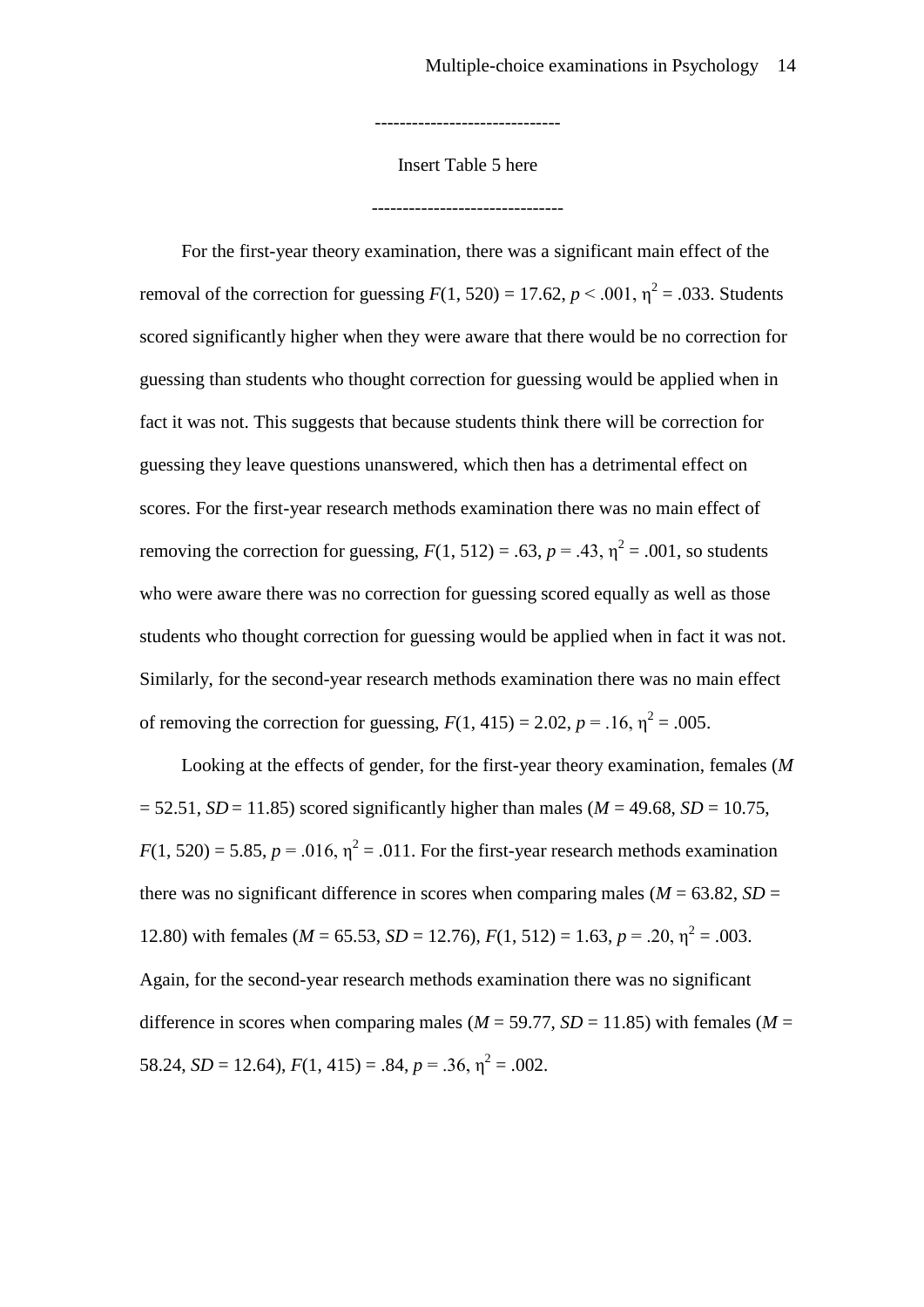------------------------------

Insert Table 5 here

-------------------------------

For the first-year theory examination, there was a significant main effect of the removal of the correction for guessing $F(1, 520) = 17.62$, $p < .001$, $\eta^2 = .033$. Students scored significantly higher when they were aware that there would be no correction for guessing than students who thought correction for guessing would be applied when in fact it was not. This suggests that because students think there will be correction for guessing they leave questions unanswered, which then has a detrimental effect on scores. For the first-year research methods examination there was no main effect of removing the correction for guessing, $F(1, 512) = .63$, $p = .43$, $\eta^2 = .001$, so students who were aware there was no correction for guessing scored equally as well as those students who thought correction for guessing would be applied when in fact it was not. Similarly, for the second-year research methods examination there was no main effect of removing the correction for guessing, $F(1, 415) = 2.02$, $p = .16$, $\eta^2 = .005$.

Looking at the effects of gender, for the first-year theory examination, females ($M = 52.51$, $SD = 11.85$) scored significantly higher than males ($M = 49.68$, $SD = 10.75$, $F(1, 520) = 5.85$, $p = .016$, $\eta^2 = .011$. For the first-year research methods examination there was no significant difference in scores when comparing males ($M = 63.82$, $SD = 12.80$) with females ($M = 65.53$, $SD = 12.76$), $F(1, 512) = 1.63$, $p = .20$, $\eta^2 = .003$. Again, for the second-year research methods examination there was no significant difference in scores when comparing males ($M = 59.77$, $SD = 11.85$) with females ($M = 58.24$, $SD = 12.64$), $F(1, 415) = .84$, $p = .36$, $\eta^2 = .002$.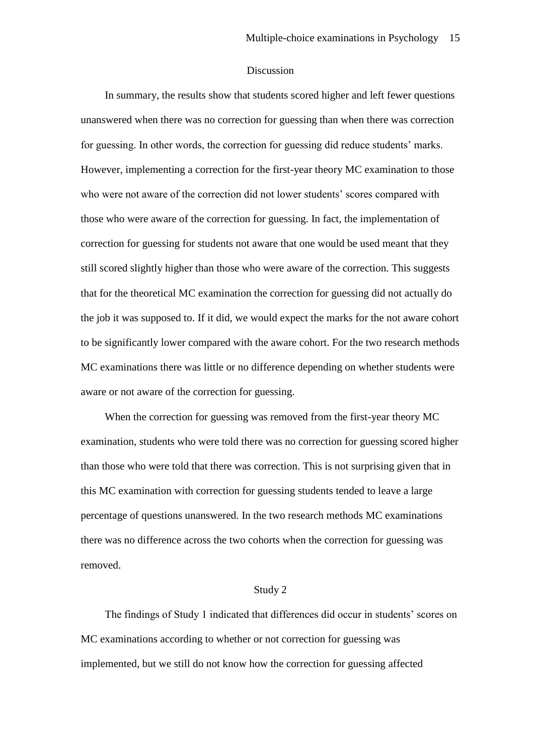## Discussion

In summary, the results show that students scored higher and left fewer questions unanswered when there was no correction for guessing than when there was correction for guessing. In other words, the correction for guessing did reduce students' marks. However, implementing a correction for the first-year theory MC examination to those who were not aware of the correction did not lower students' scores compared with those who were aware of the correction for guessing. In fact, the implementation of correction for guessing for students not aware that one would be used meant that they still scored slightly higher than those who were aware of the correction. This suggests that for the theoretical MC examination the correction for guessing did not actually do the job it was supposed to. If it did, we would expect the marks for the not aware cohort to be significantly lower compared with the aware cohort. For the two research methods MC examinations there was little or no difference depending on whether students were aware or not aware of the correction for guessing.

When the correction for guessing was removed from the first-year theory MC examination, students who were told there was no correction for guessing scored higher than those who were told that there was correction. This is not surprising given that in this MC examination with correction for guessing students tended to leave a large percentage of questions unanswered. In the two research methods MC examinations there was no difference across the two cohorts when the correction for guessing was removed.

## Study 2

The findings of Study 1 indicated that differences did occur in students' scores on MC examinations according to whether or not correction for guessing was implemented, but we still do not know how the correction for guessing affected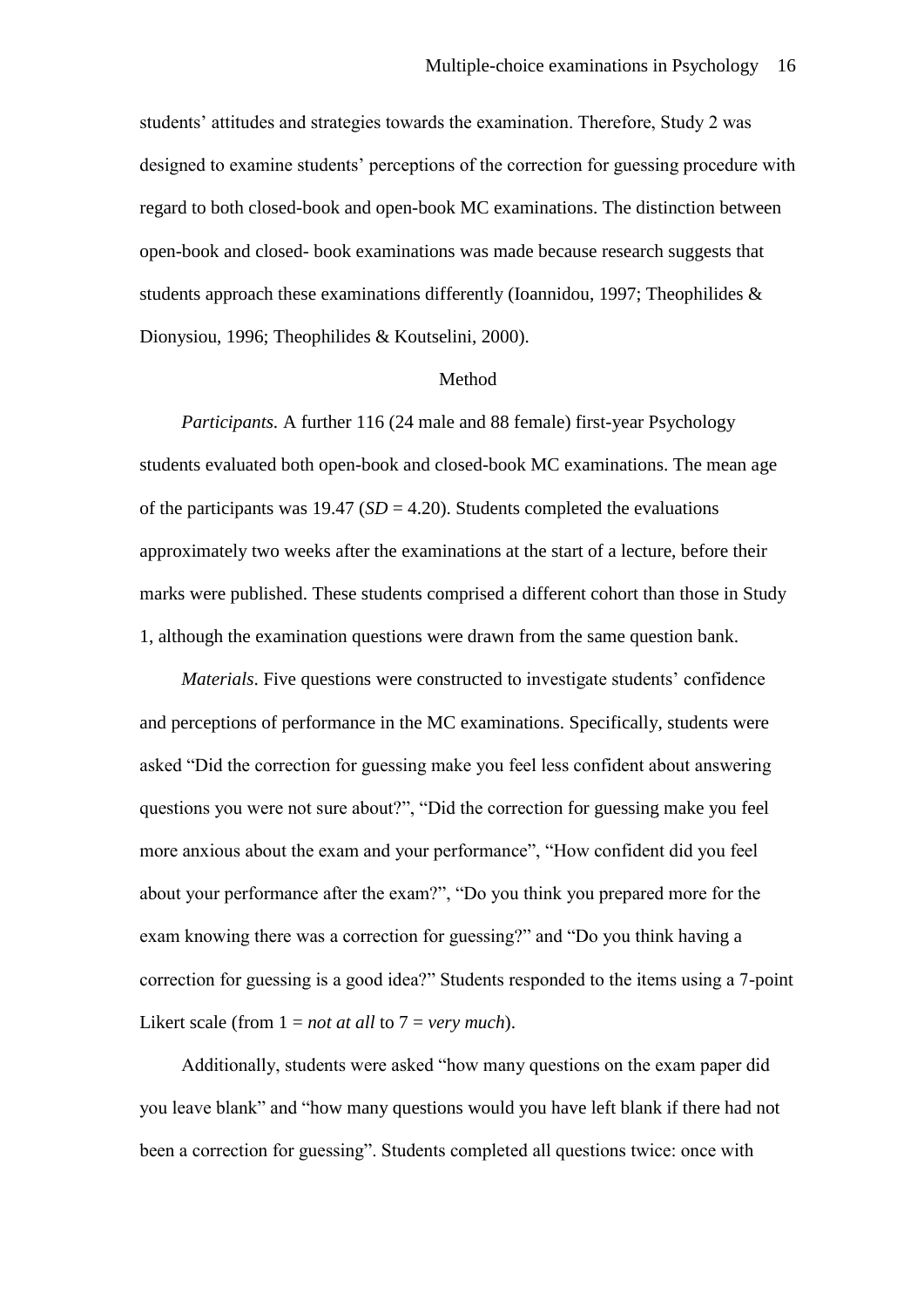students' attitudes and strategies towards the examination. Therefore, Study 2 was designed to examine students' perceptions of the correction for guessing procedure with regard to both closed-book and open-book MC examinations. The distinction between open-book and closed- book examinations was made because research suggests that students approach these examinations differently (Ioannidou, 1997; Theophilides & Dionysiou, 1996; Theophilides & Koutselini, 2000).

## Method

*Participants.* A further 116 (24 male and 88 female) first-year Psychology students evaluated both open-book and closed-book MC examinations. The mean age of the participants was 19.47 (*SD* = 4.20). Students completed the evaluations approximately two weeks after the examinations at the start of a lecture, before their marks were published. These students comprised a different cohort than those in Study 1, although the examination questions were drawn from the same question bank.

*Materials*. Five questions were constructed to investigate students' confidence and perceptions of performance in the MC examinations. Specifically, students were asked "Did the correction for guessing make you feel less confident about answering questions you were not sure about?", "Did the correction for guessing make you feel more anxious about the exam and your performance", "How confident did you feel about your performance after the exam?", "Do you think you prepared more for the exam knowing there was a correction for guessing?" and "Do you think having a correction for guessing is a good idea?" Students responded to the items using a 7-point Likert scale (from 1 = *not at all* to 7 = *very much*).

Additionally, students were asked "how many questions on the exam paper did you leave blank" and "how many questions would you have left blank if there had not been a correction for guessing". Students completed all questions twice: once with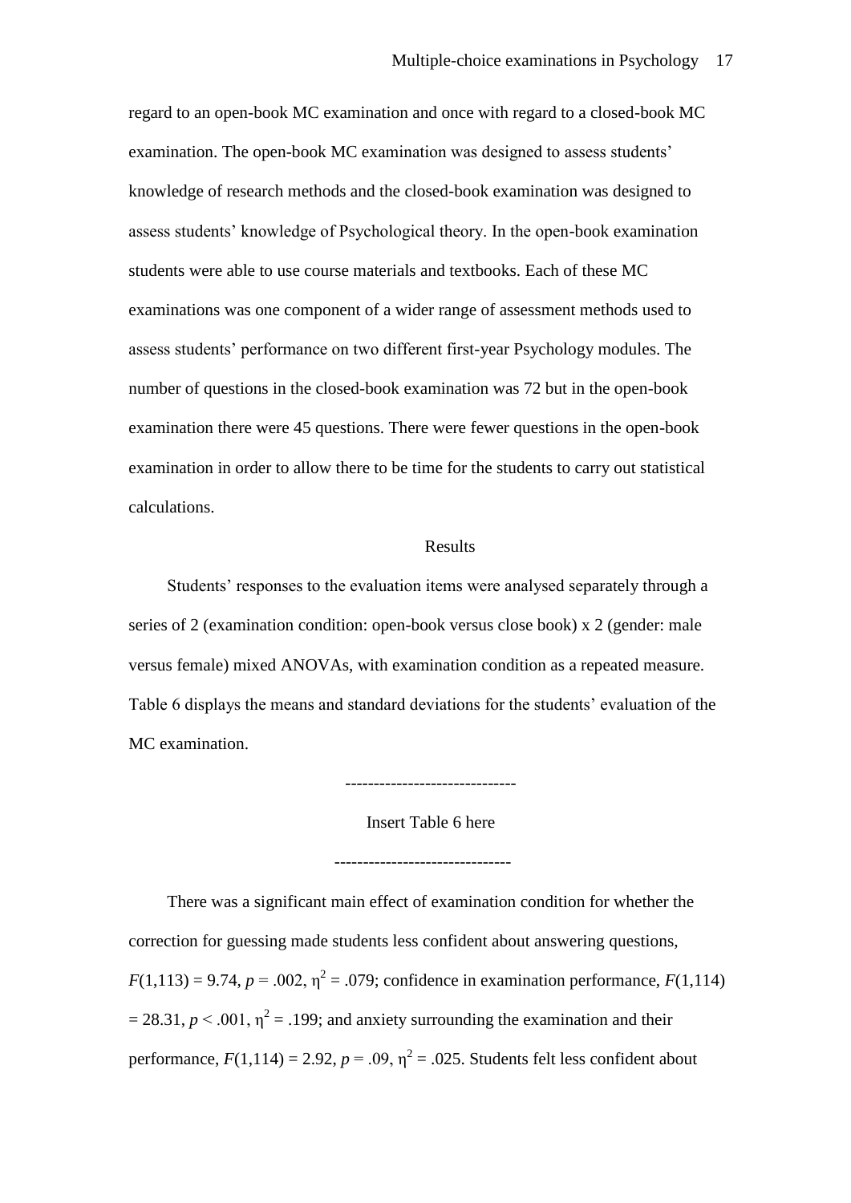regard to an open-book MC examination and once with regard to a closed-book MC examination. The open-book MC examination was designed to assess students' knowledge of research methods and the closed-book examination was designed to assess students' knowledge of Psychological theory. In the open-book examination students were able to use course materials and textbooks. Each of these MC examinations was one component of a wider range of assessment methods used to assess students' performance on two different first-year Psychology modules. The number of questions in the closed-book examination was 72 but in the open-book examination there were 45 questions. There were fewer questions in the open-book examination in order to allow there to be time for the students to carry out statistical calculations.

## Results

Students' responses to the evaluation items were analysed separately through a series of 2 (examination condition: open-book versus close book) x 2 (gender: male versus female) mixed ANOVAs, with examination condition as a repeated measure. Table 6 displays the means and standard deviations for the students' evaluation of the MC examination.

------------------------------

Insert Table 6 here

-------------------------------

There was a significant main effect of examination condition for whether the correction for guessing made students less confident about answering questions, $F(1,113) = 9.74$, $p = .002$, $\eta^2 = .079$; confidence in examination performance, $F(1,114) = 28.31$, $p < .001$, $\eta^2 = .199$; and anxiety surrounding the examination and their performance, $F(1,114) = 2.92$, $p = .09$, $\eta^2 = .025$. Students felt less confident about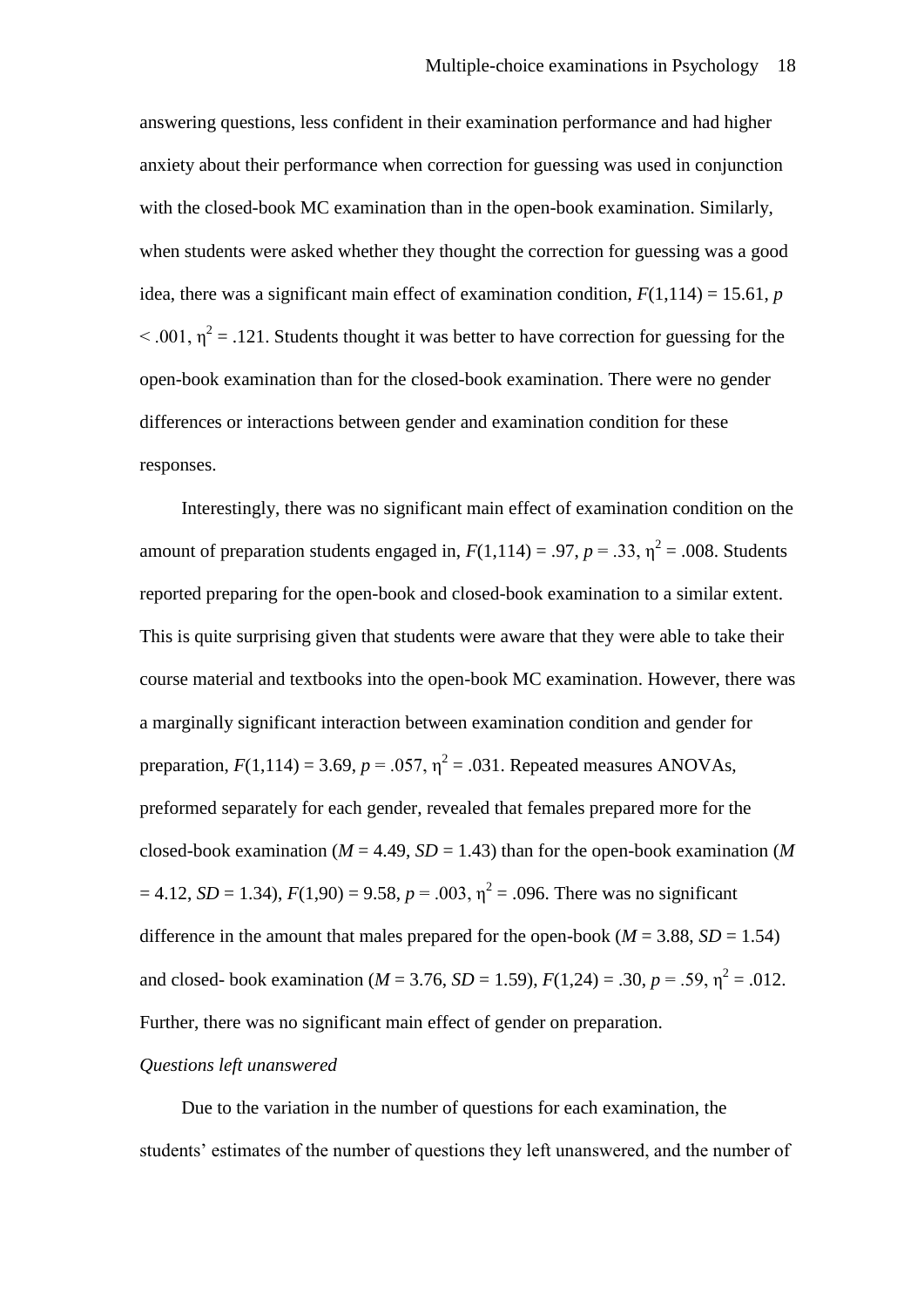answering questions, less confident in their examination performance and had higher anxiety about their performance when correction for guessing was used in conjunction with the closed-book MC examination than in the open-book examination. Similarly, when students were asked whether they thought the correction for guessing was a good idea, there was a significant main effect of examination condition, $F(1,114) = 15.61$, $p < .001$, $\eta^2 = .121$. Students thought it was better to have correction for guessing for the open-book examination than for the closed-book examination. There were no gender differences or interactions between gender and examination condition for these responses.

Interestingly, there was no significant main effect of examination condition on the amount of preparation students engaged in, $F(1,114) = .97$, $p = .33$, $\eta^2 = .008$. Students reported preparing for the open-book and closed-book examination to a similar extent. This is quite surprising given that students were aware that they were able to take their course material and textbooks into the open-book MC examination. However, there was a marginally significant interaction between examination condition and gender for preparation, $F(1,114) = 3.69$, $p = .057$, $\eta^2 = .031$. Repeated measures ANOVAs, preformed separately for each gender, revealed that females prepared more for the closed-book examination ($M = 4.49$, $SD = 1.43$) than for the open-book examination ($M = 4.12$, $SD = 1.34$), $F(1,90) = 9.58$, $p = .003$, $\eta^2 = .096$. There was no significant difference in the amount that males prepared for the open-book ($M = 3.88$, $SD = 1.54$) and closed- book examination ($M = 3.76$, $SD = 1.59$), $F(1,24) = .30$, $p = .59$, $\eta^2 = .012$. Further, there was no significant main effect of gender on preparation.

*Questions left unanswered*

Due to the variation in the number of questions for each examination, the students' estimates of the number of questions they left unanswered, and the number of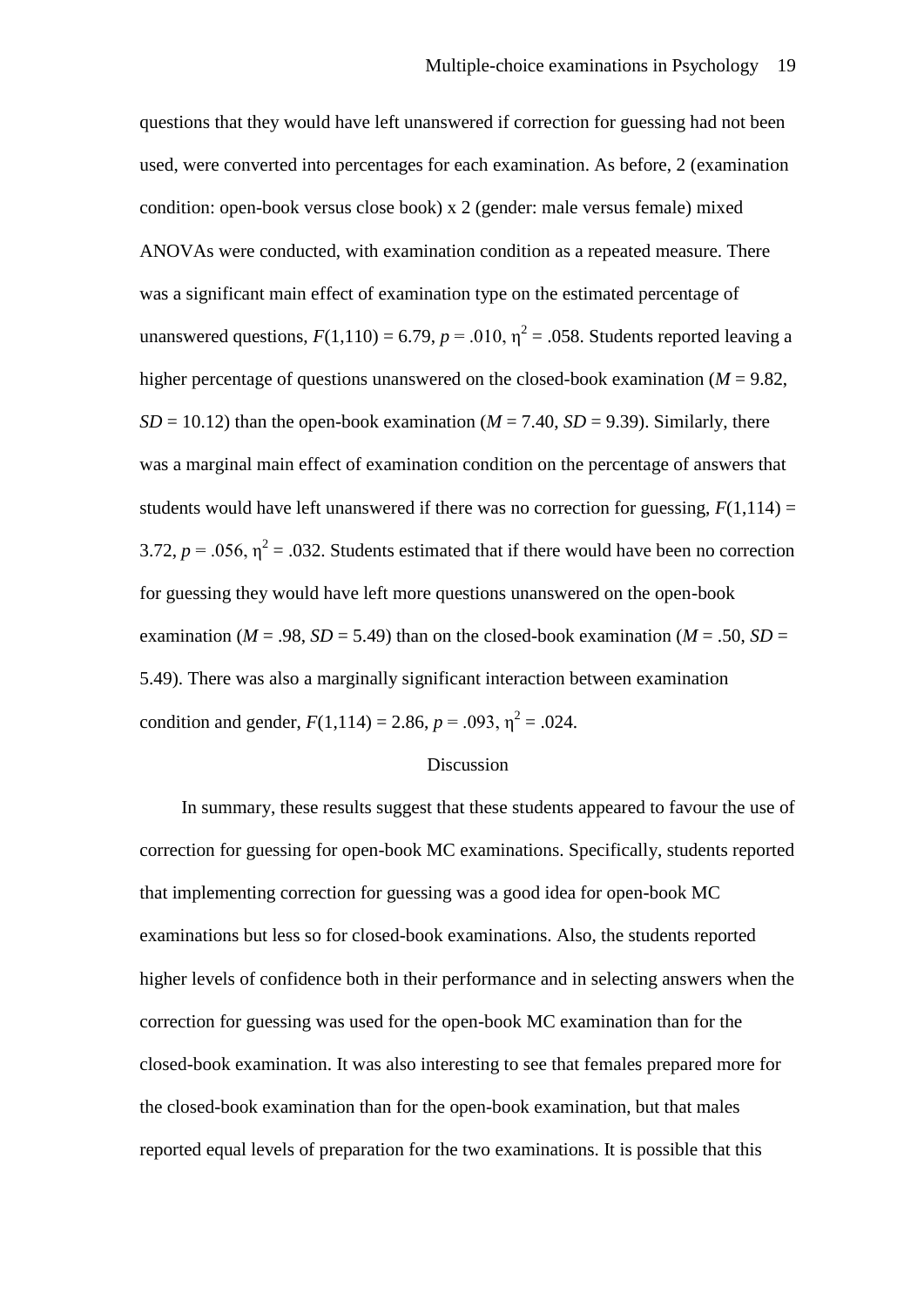questions that they would have left unanswered if correction for guessing had not been used, were converted into percentages for each examination. As before, 2 (examination condition: open-book versus close book) x 2 (gender: male versus female) mixed ANOVAs were conducted, with examination condition as a repeated measure. There was a significant main effect of examination type on the estimated percentage of unanswered questions, $F(1,110) = 6.79$, $p = .010$, $\eta^2 = .058$. Students reported leaving a higher percentage of questions unanswered on the closed-book examination ($M = 9.82$, $SD = 10.12$) than the open-book examination ($M = 7.40$, $SD = 9.39$). Similarly, there was a marginal main effect of examination condition on the percentage of answers that students would have left unanswered if there was no correction for guessing, $F(1,114) = 3.72$, $p = .056$, $\eta^2 = .032$. Students estimated that if there would have been no correction for guessing they would have left more questions unanswered on the open-book examination ($M = .98$, $SD = 5.49$) than on the closed-book examination ($M = .50$, $SD = 5.49$). There was also a marginally significant interaction between examination condition and gender, $F(1,114) = 2.86$, $p = .093$, $\eta^2 = .024$.

## Discussion

In summary, these results suggest that these students appeared to favour the use of correction for guessing for open-book MC examinations. Specifically, students reported that implementing correction for guessing was a good idea for open-book MC examinations but less so for closed-book examinations. Also, the students reported higher levels of confidence both in their performance and in selecting answers when the correction for guessing was used for the open-book MC examination than for the closed-book examination. It was also interesting to see that females prepared more for the closed-book examination than for the open-book examination, but that males reported equal levels of preparation for the two examinations. It is possible that this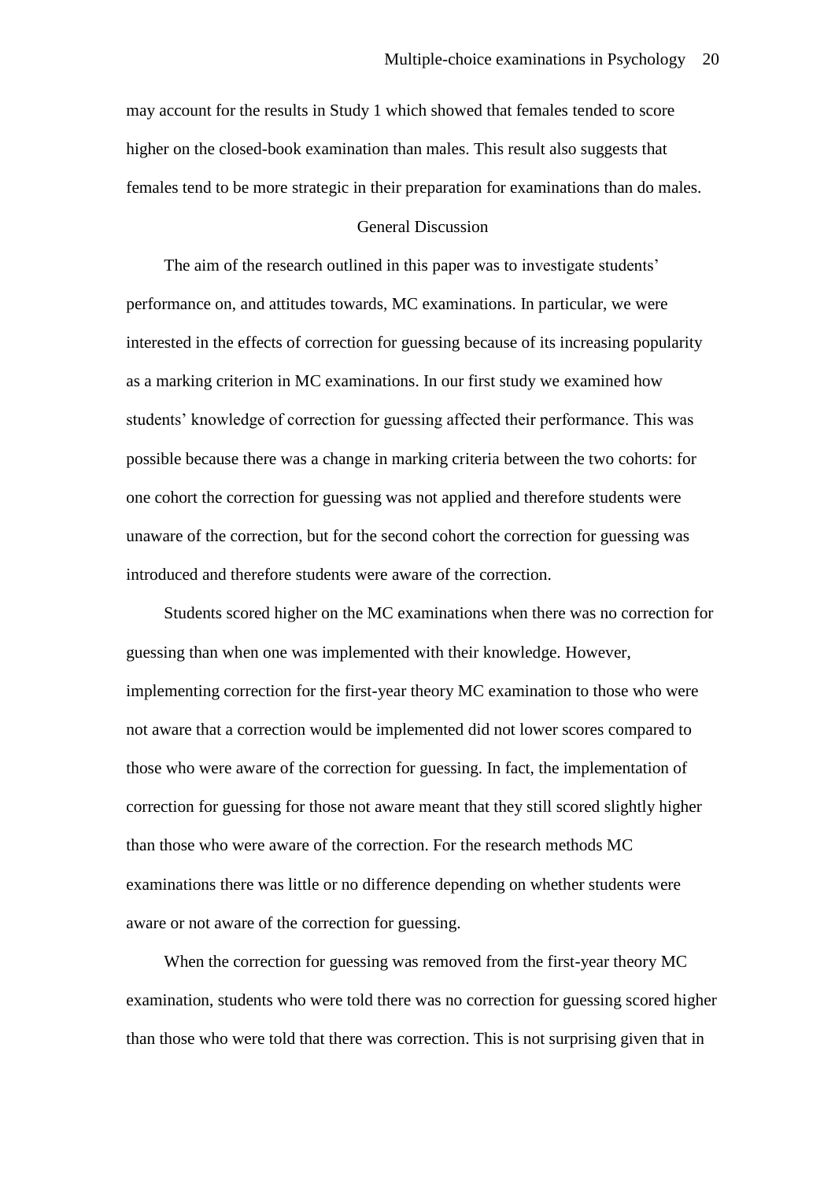may account for the results in Study 1 which showed that females tended to score higher on the closed-book examination than males. This result also suggests that females tend to be more strategic in their preparation for examinations than do males.

## General Discussion

The aim of the research outlined in this paper was to investigate students' performance on, and attitudes towards, MC examinations. In particular, we were interested in the effects of correction for guessing because of its increasing popularity as a marking criterion in MC examinations. In our first study we examined how students' knowledge of correction for guessing affected their performance. This was possible because there was a change in marking criteria between the two cohorts: for one cohort the correction for guessing was not applied and therefore students were unaware of the correction, but for the second cohort the correction for guessing was introduced and therefore students were aware of the correction.

Students scored higher on the MC examinations when there was no correction for guessing than when one was implemented with their knowledge. However, implementing correction for the first-year theory MC examination to those who were not aware that a correction would be implemented did not lower scores compared to those who were aware of the correction for guessing. In fact, the implementation of correction for guessing for those not aware meant that they still scored slightly higher than those who were aware of the correction. For the research methods MC examinations there was little or no difference depending on whether students were aware or not aware of the correction for guessing.

When the correction for guessing was removed from the first-year theory MC examination, students who were told there was no correction for guessing scored higher than those who were told that there was correction. This is not surprising given that in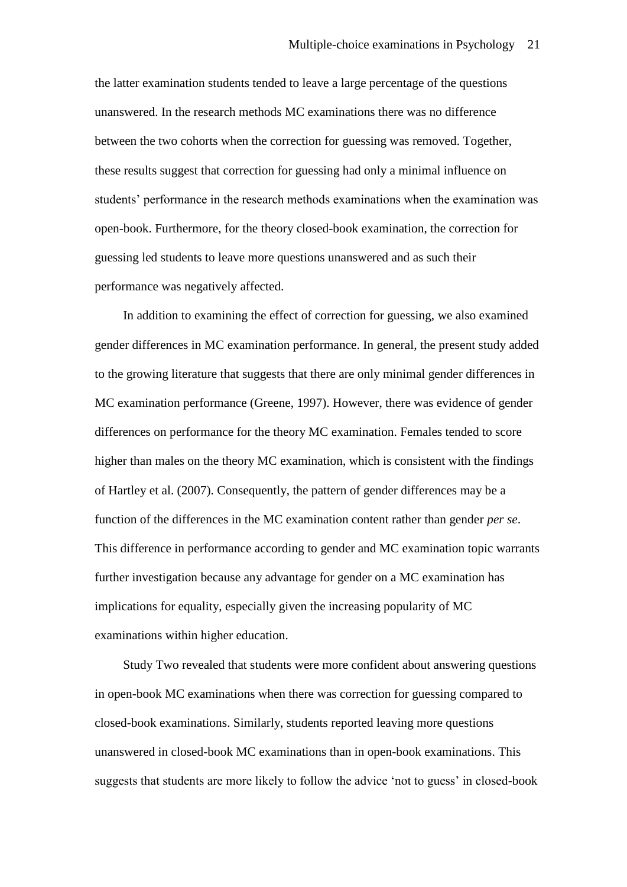the latter examination students tended to leave a large percentage of the questions unanswered. In the research methods MC examinations there was no difference between the two cohorts when the correction for guessing was removed. Together, these results suggest that correction for guessing had only a minimal influence on students' performance in the research methods examinations when the examination was open-book. Furthermore, for the theory closed-book examination, the correction for guessing led students to leave more questions unanswered and as such their performance was negatively affected.

In addition to examining the effect of correction for guessing, we also examined gender differences in MC examination performance. In general, the present study added to the growing literature that suggests that there are only minimal gender differences in MC examination performance (Greene, 1997). However, there was evidence of gender differences on performance for the theory MC examination. Females tended to score higher than males on the theory MC examination, which is consistent with the findings of Hartley et al. (2007). Consequently, the pattern of gender differences may be a function of the differences in the MC examination content rather than gender *per se*. This difference in performance according to gender and MC examination topic warrants further investigation because any advantage for gender on a MC examination has implications for equality, especially given the increasing popularity of MC examinations within higher education.

Study Two revealed that students were more confident about answering questions in open-book MC examinations when there was correction for guessing compared to closed-book examinations. Similarly, students reported leaving more questions unanswered in closed-book MC examinations than in open-book examinations. This suggests that students are more likely to follow the advice 'not to guess' in closed-book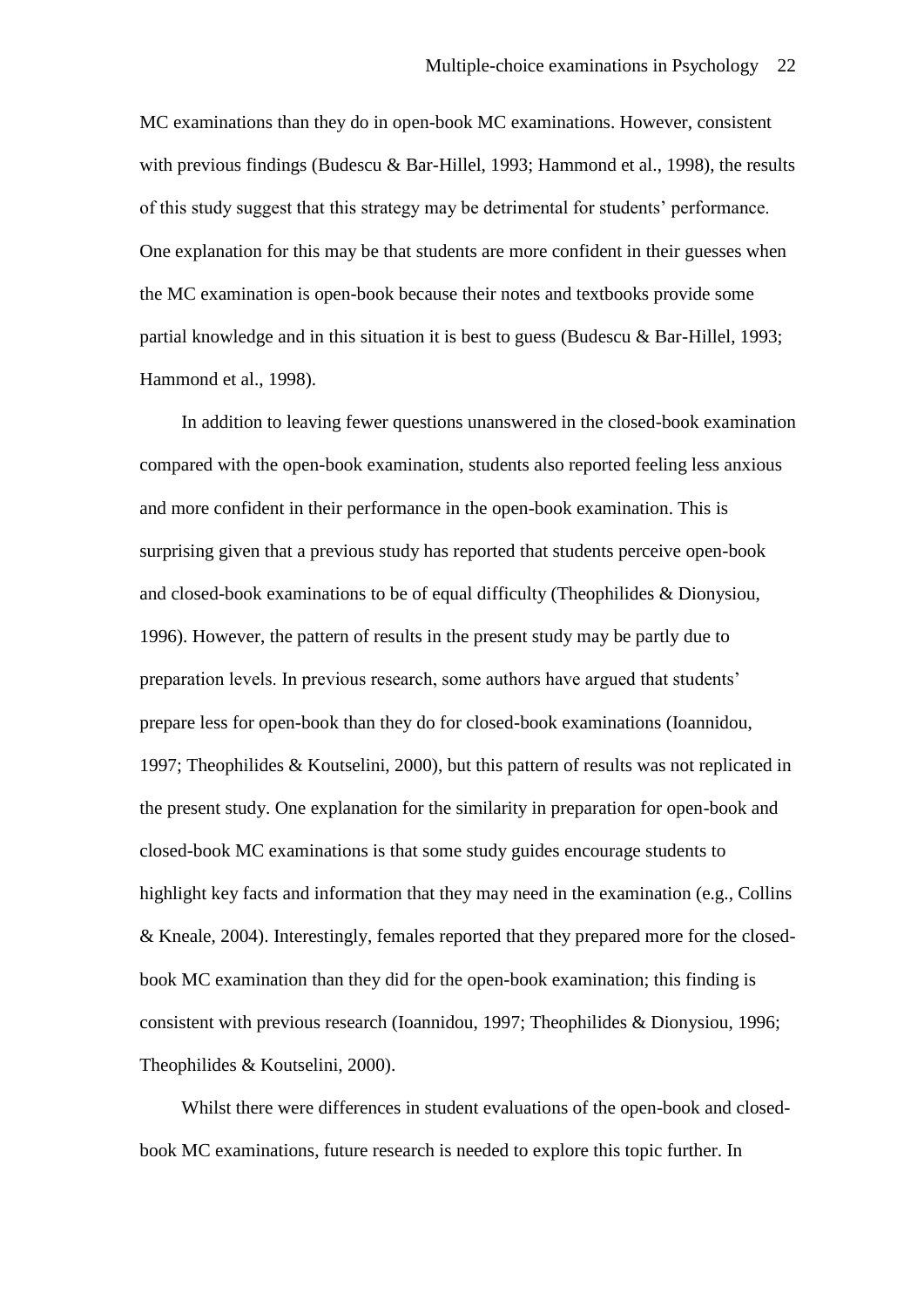MC examinations than they do in open-book MC examinations. However, consistent with previous findings (Budescu & Bar-Hillel, 1993; Hammond et al., 1998), the results of this study suggest that this strategy may be detrimental for students' performance. One explanation for this may be that students are more confident in their guesses when the MC examination is open-book because their notes and textbooks provide some partial knowledge and in this situation it is best to guess (Budescu & Bar-Hillel, 1993; Hammond et al., 1998).

In addition to leaving fewer questions unanswered in the closed-book examination compared with the open-book examination, students also reported feeling less anxious and more confident in their performance in the open-book examination. This is surprising given that a previous study has reported that students perceive open-book and closed-book examinations to be of equal difficulty (Theophilides & Dionysiou, 1996). However, the pattern of results in the present study may be partly due to preparation levels. In previous research, some authors have argued that students' prepare less for open-book than they do for closed-book examinations (Ioannidou, 1997; Theophilides & Koutselini, 2000), but this pattern of results was not replicated in the present study. One explanation for the similarity in preparation for open-book and closed-book MC examinations is that some study guides encourage students to highlight key facts and information that they may need in the examination (e.g., Collins & Kneale, 2004). Interestingly, females reported that they prepared more for the closed-book MC examination than they did for the open-book examination; this finding is consistent with previous research (Ioannidou, 1997; Theophilides & Dionysiou, 1996; Theophilides & Koutselini, 2000).

Whilst there were differences in student evaluations of the open-book and closed-book MC examinations, future research is needed to explore this topic further. In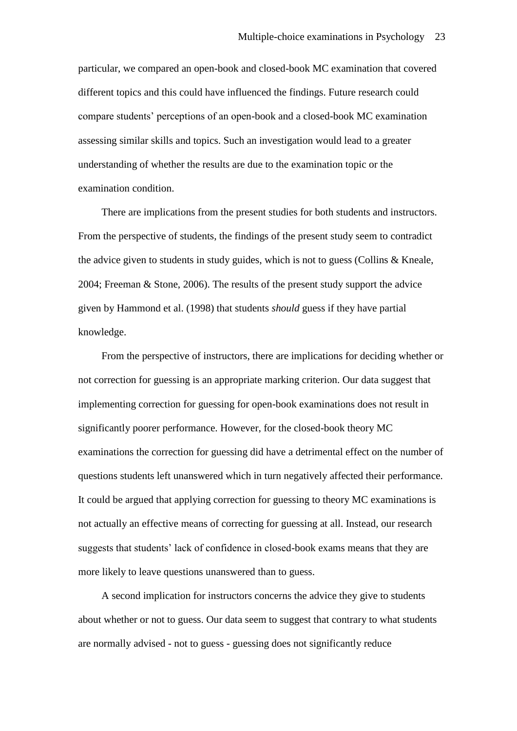particular, we compared an open-book and closed-book MC examination that covered different topics and this could have influenced the findings. Future research could compare students' perceptions of an open-book and a closed-book MC examination assessing similar skills and topics. Such an investigation would lead to a greater understanding of whether the results are due to the examination topic or the examination condition.

There are implications from the present studies for both students and instructors. From the perspective of students, the findings of the present study seem to contradict the advice given to students in study guides, which is not to guess (Collins & Kneale, 2004; Freeman & Stone, 2006). The results of the present study support the advice given by Hammond et al. (1998) that students *should* guess if they have partial knowledge.

From the perspective of instructors, there are implications for deciding whether or not correction for guessing is an appropriate marking criterion. Our data suggest that implementing correction for guessing for open-book examinations does not result in significantly poorer performance. However, for the closed-book theory MC examinations the correction for guessing did have a detrimental effect on the number of questions students left unanswered which in turn negatively affected their performance. It could be argued that applying correction for guessing to theory MC examinations is not actually an effective means of correcting for guessing at all. Instead, our research suggests that students' lack of confidence in closed-book exams means that they are more likely to leave questions unanswered than to guess.

A second implication for instructors concerns the advice they give to students about whether or not to guess. Our data seem to suggest that contrary to what students are normally advised - not to guess - guessing does not significantly reduce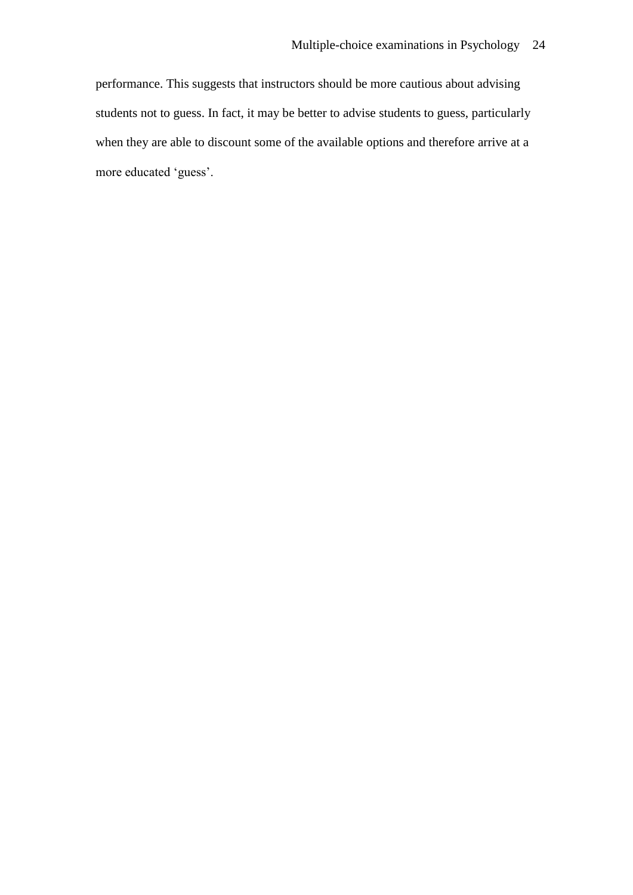performance. This suggests that instructors should be more cautious about advising students not to guess. In fact, it may be better to advise students to guess, particularly when they are able to discount some of the available options and therefore arrive at a more educated ‘guess’.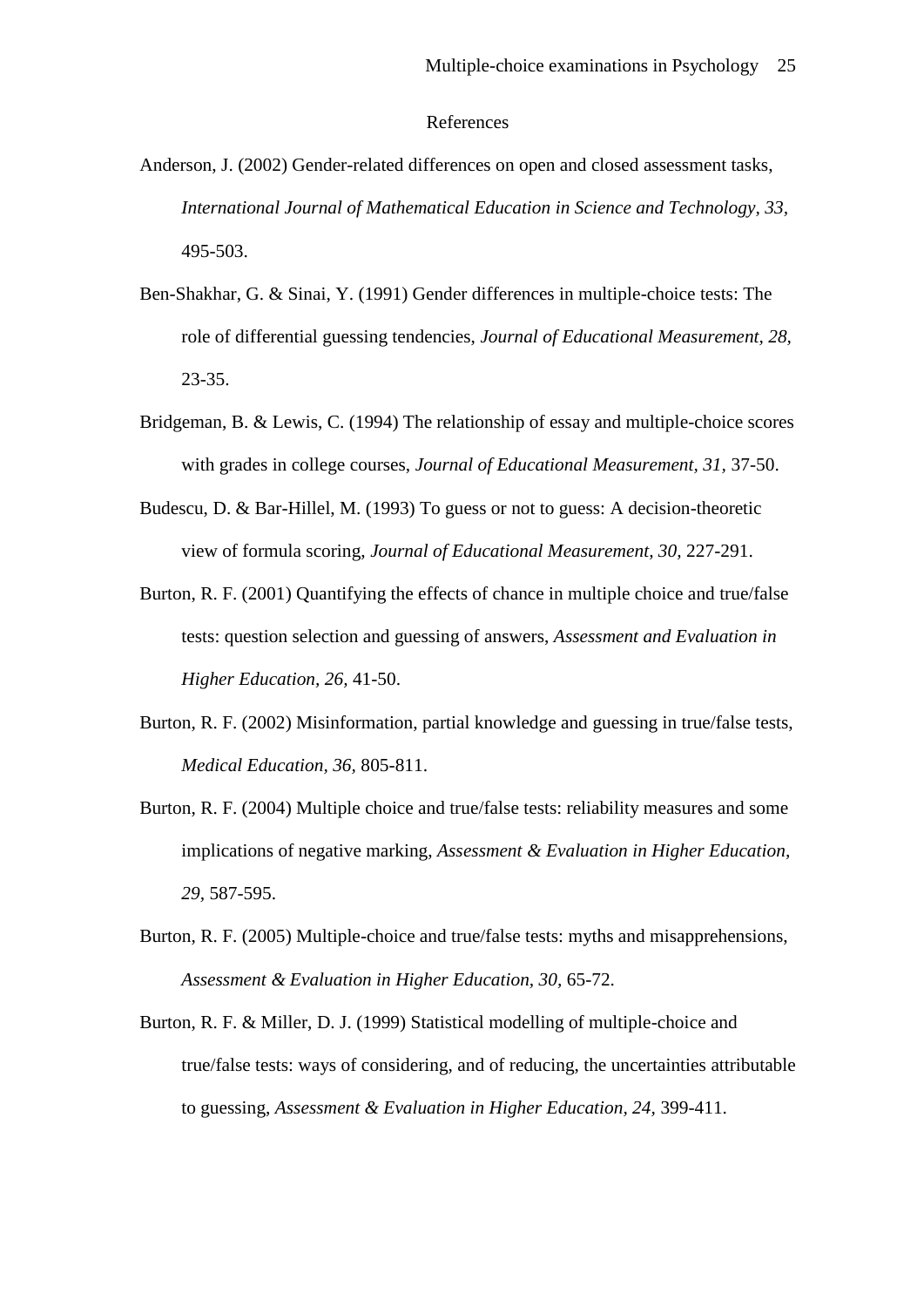# References

Anderson, J. (2002) Gender-related differences on open and closed assessment tasks, *International Journal of Mathematical Education in Science and Technology, 33*, 495-503.

Ben-Shakhar, G. & Sinai, Y. (1991) Gender differences in multiple-choice tests: The role of differential guessing tendencies, *Journal of Educational Measurement, 28*, 23-35.

Bridgeman, B. & Lewis, C. (1994) The relationship of essay and multiple-choice scores with grades in college courses, *Journal of Educational Measurement, 31,* 37-50.

Budescu, D. & Bar-Hillel, M. (1993) To guess or not to guess: A decision-theoretic view of formula scoring, *Journal of Educational Measurement, 30,* 227-291.

Burton, R. F. (2001) Quantifying the effects of chance in multiple choice and true/false tests: question selection and guessing of answers, *Assessment and Evaluation in Higher Education, 26,* 41-50.

Burton, R. F. (2002) Misinformation, partial knowledge and guessing in true/false tests, *Medical Education, 36,* 805-811.

Burton, R. F. (2004) Multiple choice and true/false tests: reliability measures and some implications of negative marking, *Assessment & Evaluation in Higher Education, 29*, 587-595.

Burton, R. F. (2005) Multiple-choice and true/false tests: myths and misapprehensions, *Assessment & Evaluation in Higher Education, 30,* 65-72.

Burton, R. F. & Miller, D. J. (1999) Statistical modelling of multiple-choice and true/false tests: ways of considering, and of reducing, the uncertainties attributable to guessing, *Assessment & Evaluation in Higher Education, 24,* 399-411.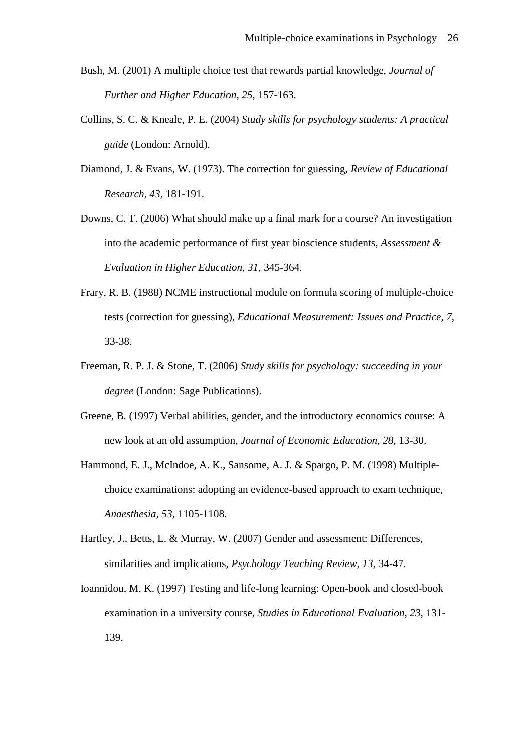Bush, M. (2001) A multiple choice test that rewards partial knowledge, *Journal of Further and Higher Education, 25,* 157-163.

Collins, S. C. & Kneale, P. E. (2004) *Study skills for psychology students: A practical guide* (London: Arnold).

Diamond, J. & Evans, W. (1973). The correction for guessing, *Review of Educational Research, 43,* 181-191.

Downs, C. T. (2006) What should make up a final mark for a course? An investigation into the academic performance of first year bioscience students, *Assessment & Evaluation in Higher Education, 31,* 345-364.

Frary, R. B. (1988) NCME instructional module on formula scoring of multiple-choice tests (correction for guessing), *Educational Measurement: Issues and Practice, 7,* 33-38.

Freeman, R. P. J. & Stone, T. (2006) *Study skills for psychology: succeeding in your degree* (London: Sage Publications).

Greene, B. (1997) Verbal abilities, gender, and the introductory economics course: A new look at an old assumption, *Journal of Economic Education, 28,* 13-30.

Hammond, E. J., McIndoe, A. K., Sansome, A. J. & Spargo, P. M. (1998) Multiple-choice examinations: adopting an evidence-based approach to exam technique, *Anaesthesia, 53,* 1105-1108.

Hartley, J., Betts, L. & Murray, W. (2007) Gender and assessment: Differences, similarities and implications, *Psychology Teaching Review, 13,* 34-47.

Ioannidou, M. K. (1997) Testing and life-long learning: Open-book and closed-book examination in a university course, *Studies in Educational Evaluation, 23,* 131-139.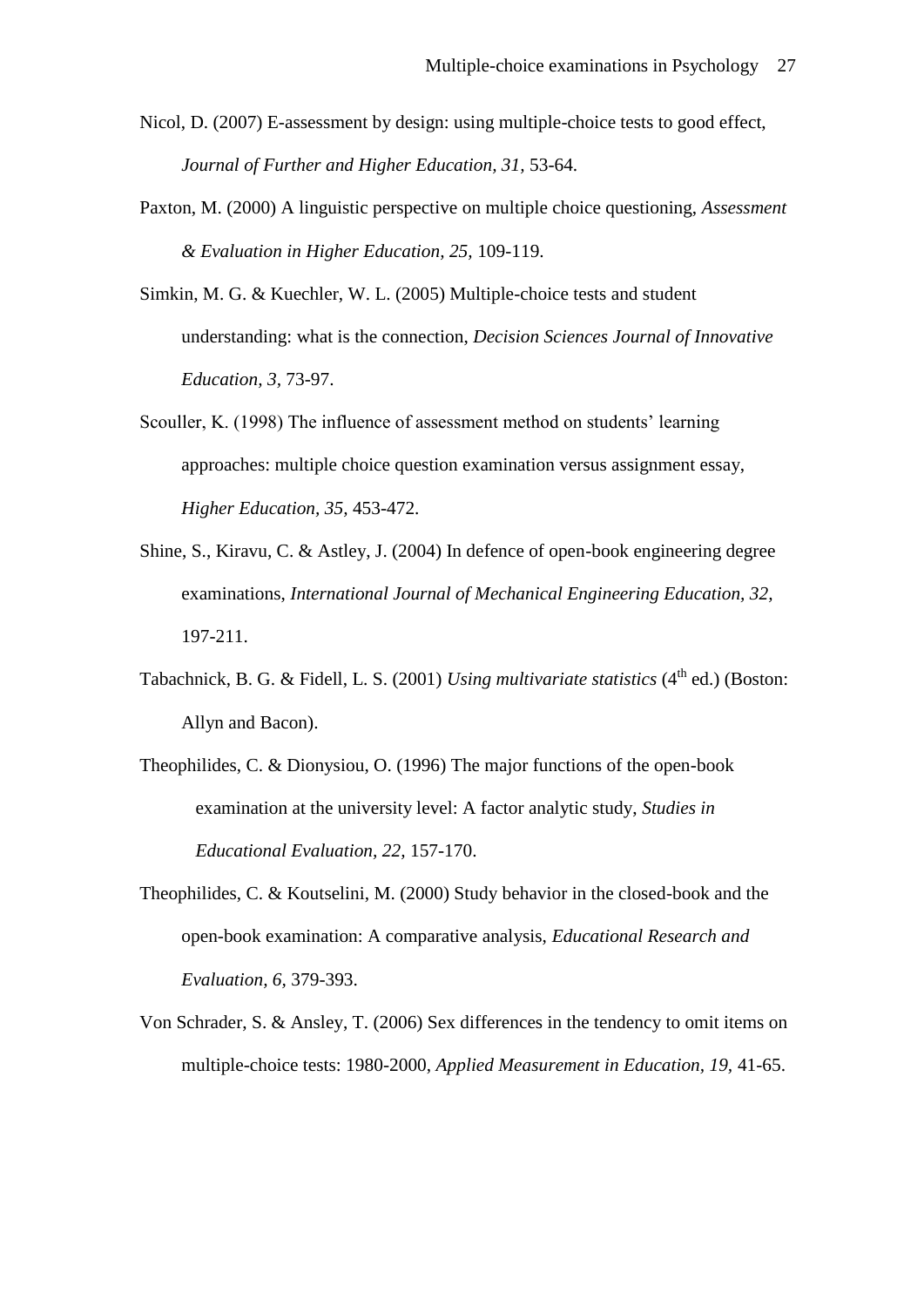Nicol, D. (2007) E-assessment by design: using multiple-choice tests to good effect, *Journal of Further and Higher Education, 31,* 53-64.

Paxton, M. (2000) A linguistic perspective on multiple choice questioning, *Assessment & Evaluation in Higher Education, 25,* 109-119.

Simkin, M. G. & Kuechler, W. L. (2005) Multiple-choice tests and student understanding: what is the connection, *Decision Sciences Journal of Innovative Education, 3*, 73-97.

Scouller, K. (1998) The influence of assessment method on students' learning approaches: multiple choice question examination versus assignment essay, *Higher Education, 35*, 453-472.

Shine, S., Kiravu, C. & Astley, J. (2004) In defence of open-book engineering degree examinations, *International Journal of Mechanical Engineering Education, 32,* 197-211.

Tabachnick, B. G. & Fidell, L. S. (2001) *Using multivariate statistics* (4th ed.) (Boston: Allyn and Bacon).

Theophilides, C. & Dionysiou, O. (1996) The major functions of the open-book examination at the university level: A factor analytic study, *Studies in Educational Evaluation, 22,* 157-170.

Theophilides, C. & Koutselini, M. (2000) Study behavior in the closed-book and the open-book examination: A comparative analysis, *Educational Research and Evaluation, 6*, 379-393.

Von Schrader, S. & Ansley, T. (2006) Sex differences in the tendency to omit items on multiple-choice tests: 1980-2000, *Applied Measurement in Education, 19,* 41-65.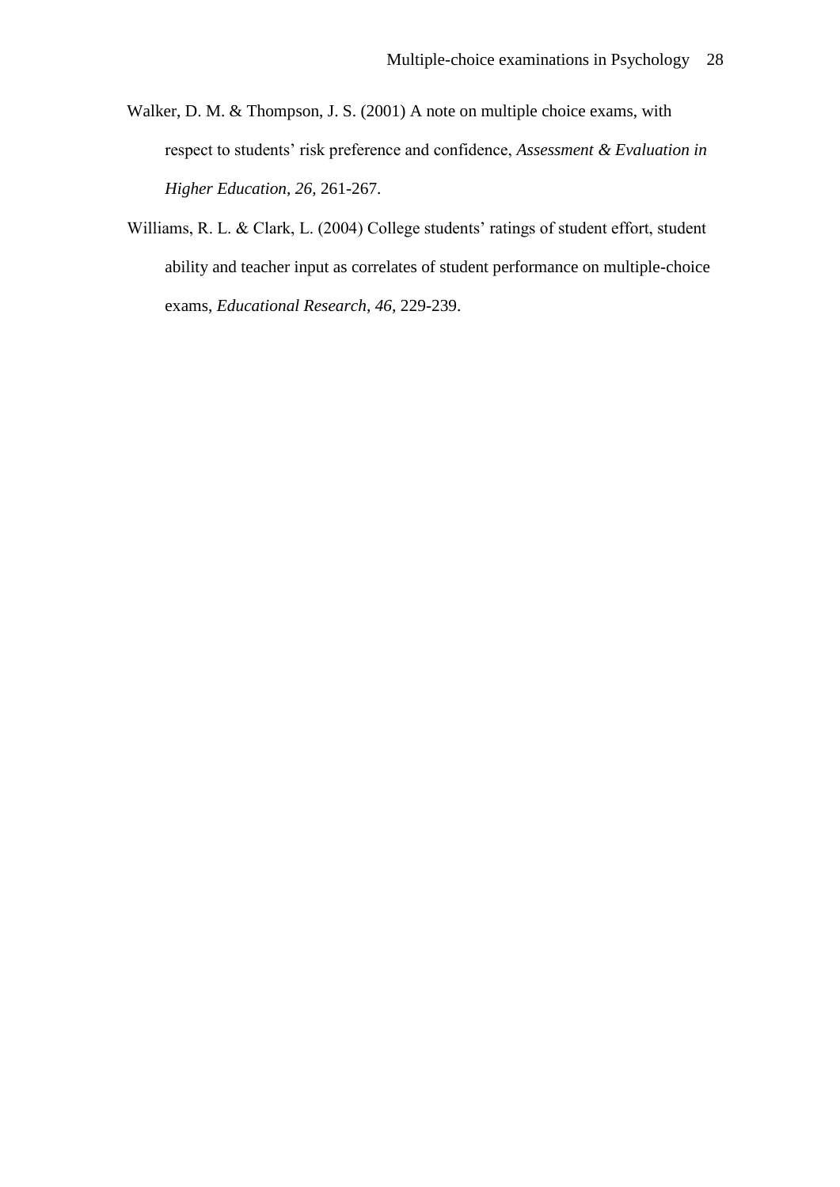Walker, D. M. & Thompson, J. S. (2001) A note on multiple choice exams, with respect to students' risk preference and confidence, *Assessment & Evaluation in Higher Education, 26,* 261-267.

Williams, R. L. & Clark, L. (2004) College students' ratings of student effort, student ability and teacher input as correlates of student performance on multiple-choice exams, *Educational Research, 46,* 229-239.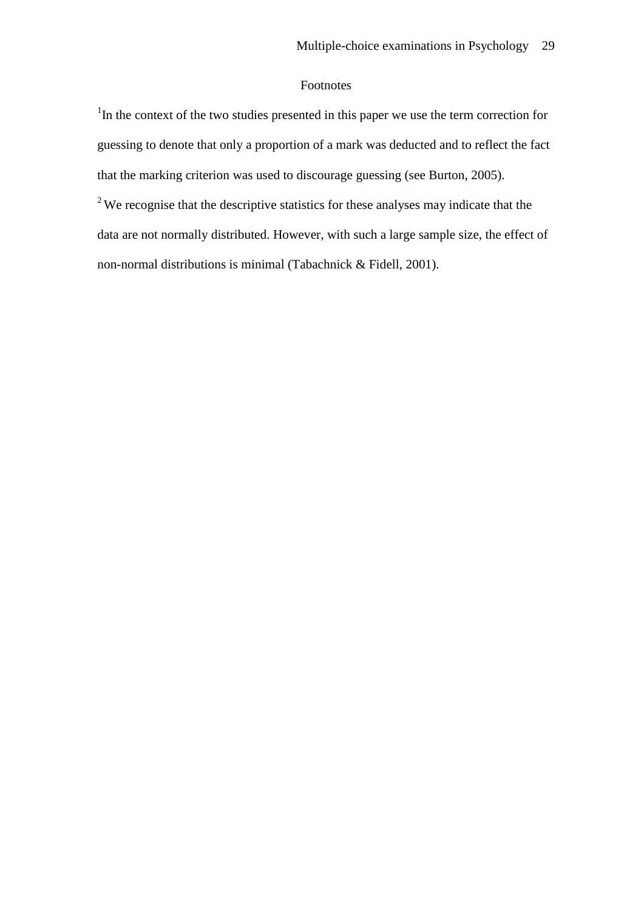# Footnotes

[1]In the context of the two studies presented in this paper we use the term correction for guessing to denote that only a proportion of a mark was deducted and to reflect the fact that the marking criterion was used to discourage guessing (see Burton, 2005).

[2] We recognise that the descriptive statistics for these analyses may indicate that the data are not normally distributed. However, with such a large sample size, the effect of non-normal distributions is minimal (Tabachnick & Fidell, 2001).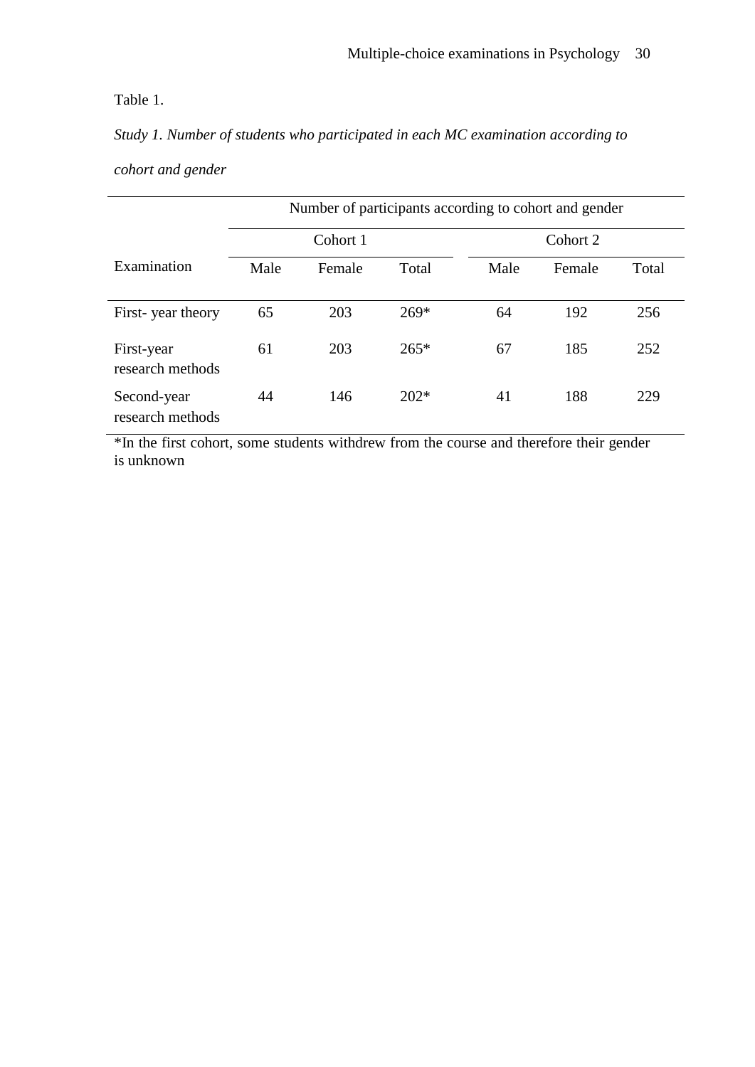Table 1.

*Study 1. Number of students who participated in each MC examination according to cohort and gender*

| Examination | Number of participants according to cohort and gender | | | | | |
|---|---|---|---|---|---|---|
| | Cohort 1 | | | Cohort 2 | | |
| | Male | Female | Total | Male | Female | Total |
| First- year theory | 65 | 203 | 269* | 64 | 192 | 256 |
| First-year research methods | 61 | 203 | 265* | 67 | 185 | 252 |
| Second-year research methods | 44 | 146 | 202* | 41 | 188 | 229 |

*In the first cohort, some students withdrew from the course and therefore their gender is unknown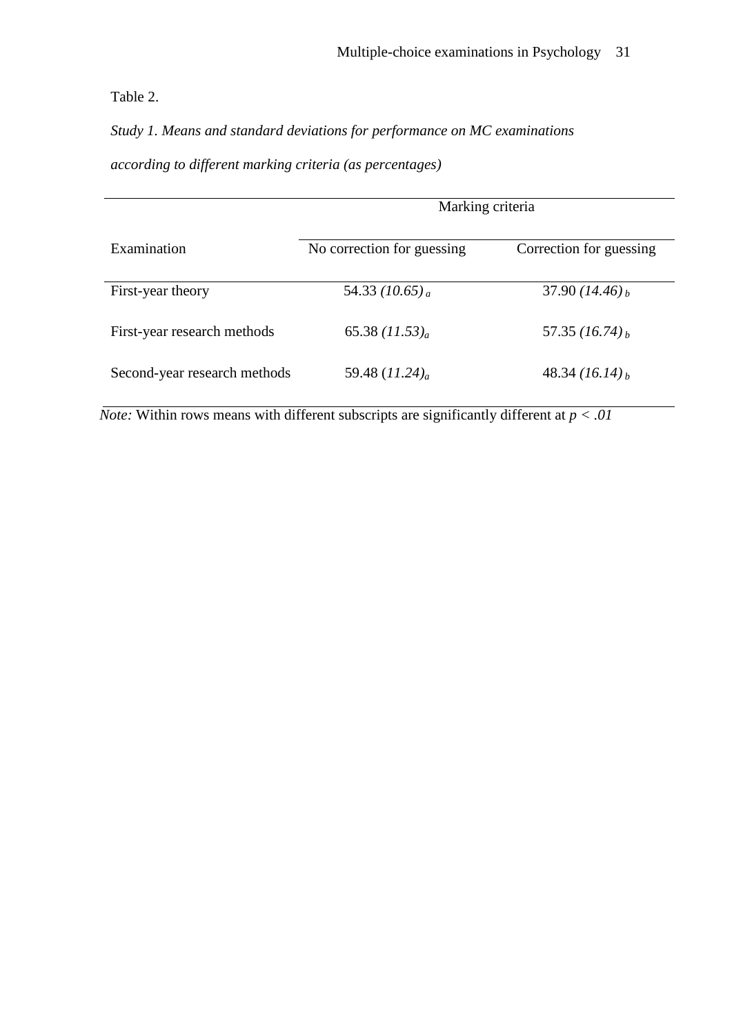Table 2.

*Study 1. Means and standard deviations for performance on MC examinations according to different marking criteria (as percentages)*

| | Marking criteria | |
|---|---|---|
| Examination | No correction for guessing | Correction for guessing |
| First-year theory | 54.33 *(10.65)* $_a$ | 37.90 *(14.46)* $_b$ |
| First-year research methods | 65.38 *(11.53)* $_a$ | 57.35 *(16.74)* $_b$ |
| Second-year research methods | 59.48 *(11.24)* $_a$ | 48.34 *(16.14)* $_b$ |

*Note:* Within rows means with different subscripts are significantly different at $p < .01$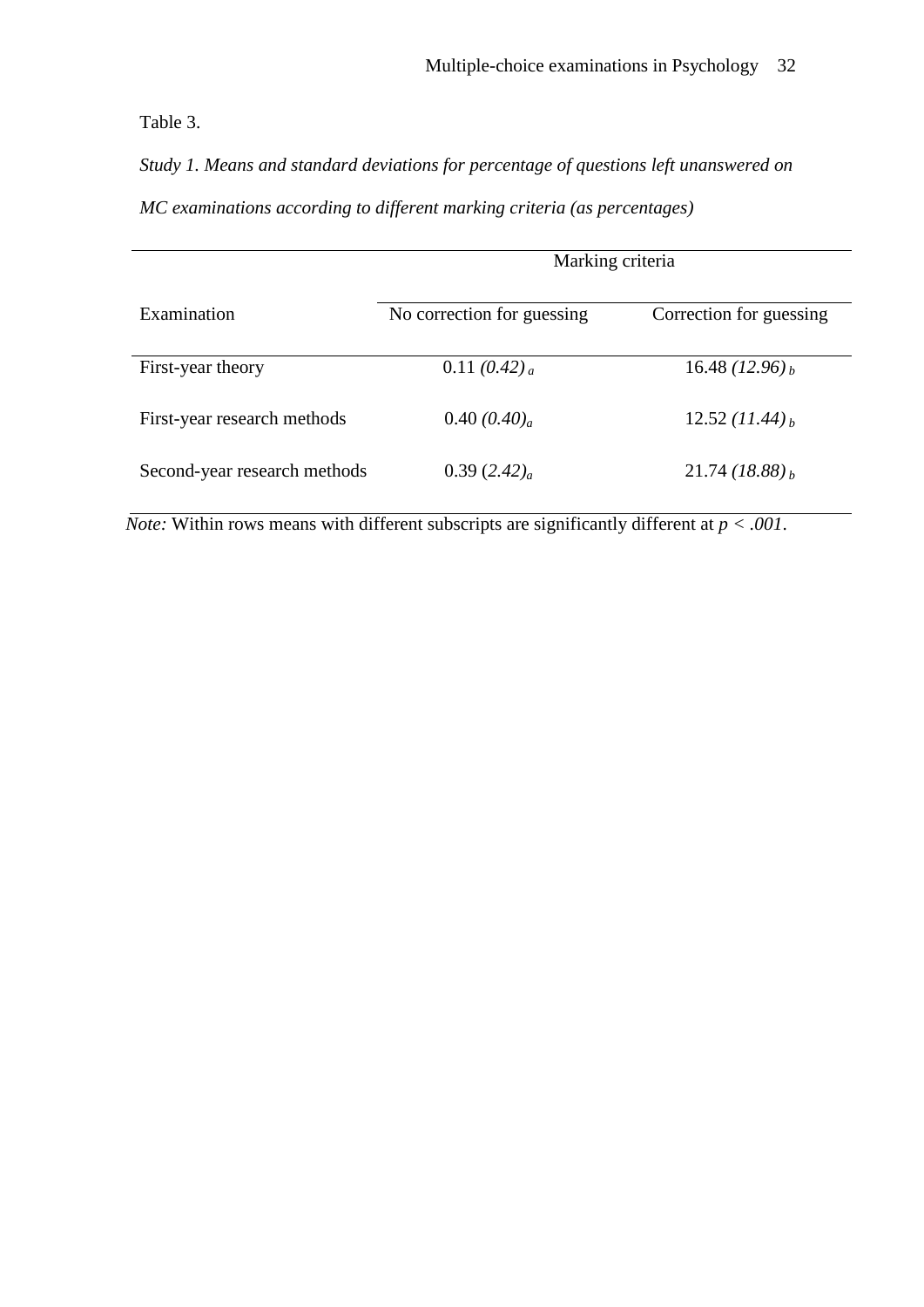Table 3.

*Study 1. Means and standard deviations for percentage of questions left unanswered on MC examinations according to different marking criteria (as percentages)*

| | Marking criteria | |
|---|---|---|
| Examination | No correction for guessing | Correction for guessing |
| First-year theory | 0.11 *(0.42)* $_a$ | 16.48 *(12.96)* $_b$ |
| First-year research methods | 0.40 *(0.40)* $_a$ | 12.52 *(11.44)* $_b$ |
| Second-year research methods | 0.39 (*2.42*) $_a$ | 21.74 *(18.88)* $_b$ |

*Note:* Within rows means with different subscripts are significantly different at $p < .001$.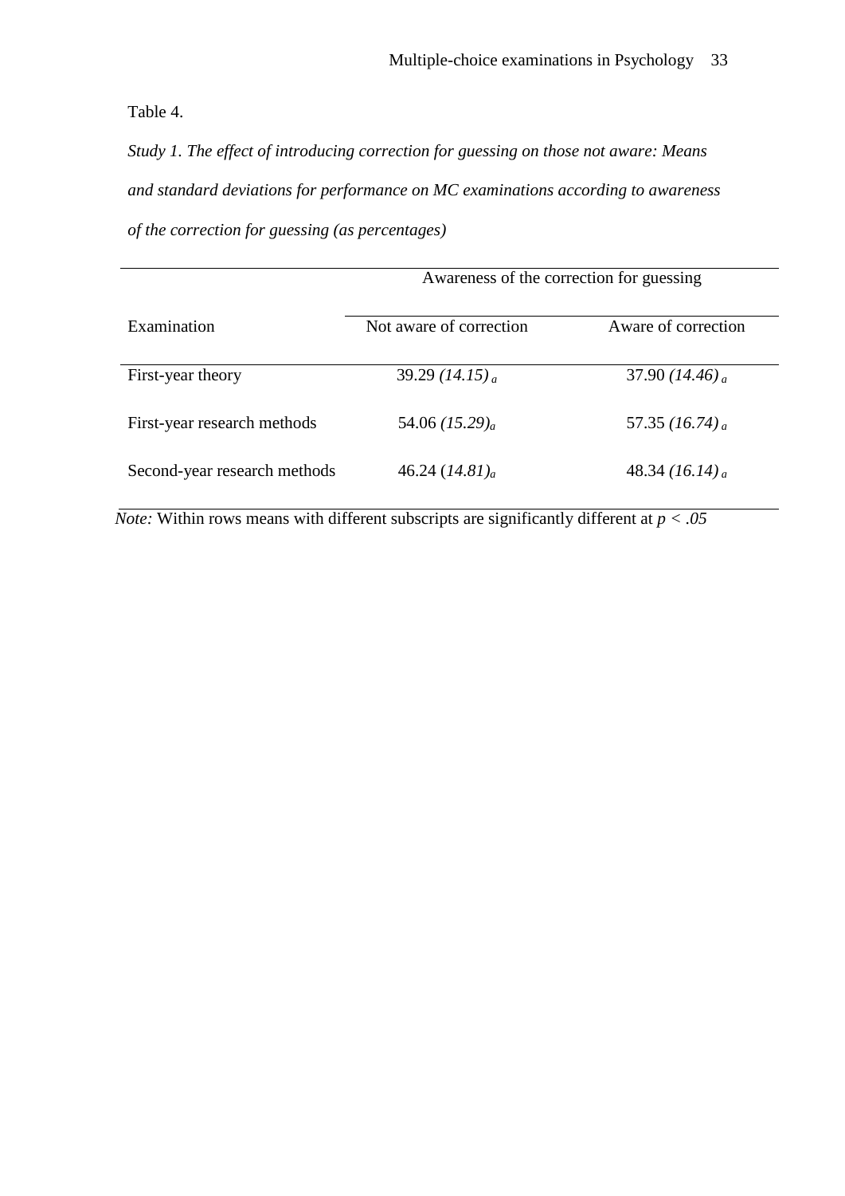Table 4.

*Study 1. The effect of introducing correction for guessing on those not aware: Means and standard deviations for performance on MC examinations according to awareness of the correction for guessing (as percentages)*

| | Awareness of the correction for guessing | |
|---|---|---|
| Examination | Not aware of correction | Aware of correction |
| First-year theory | 39.29 *(14.15)* $_a$ | 37.90 *(14.46)* $_a$ |
| First-year research methods | 54.06 *(15.29)* $_a$ | 57.35 *(16.74)* $_a$ |
| Second-year research methods | 46.24 *(14.81)* $_a$ | 48.34 *(16.14)* $_a$ |

*Note:* Within rows means with different subscripts are significantly different at $p < .05$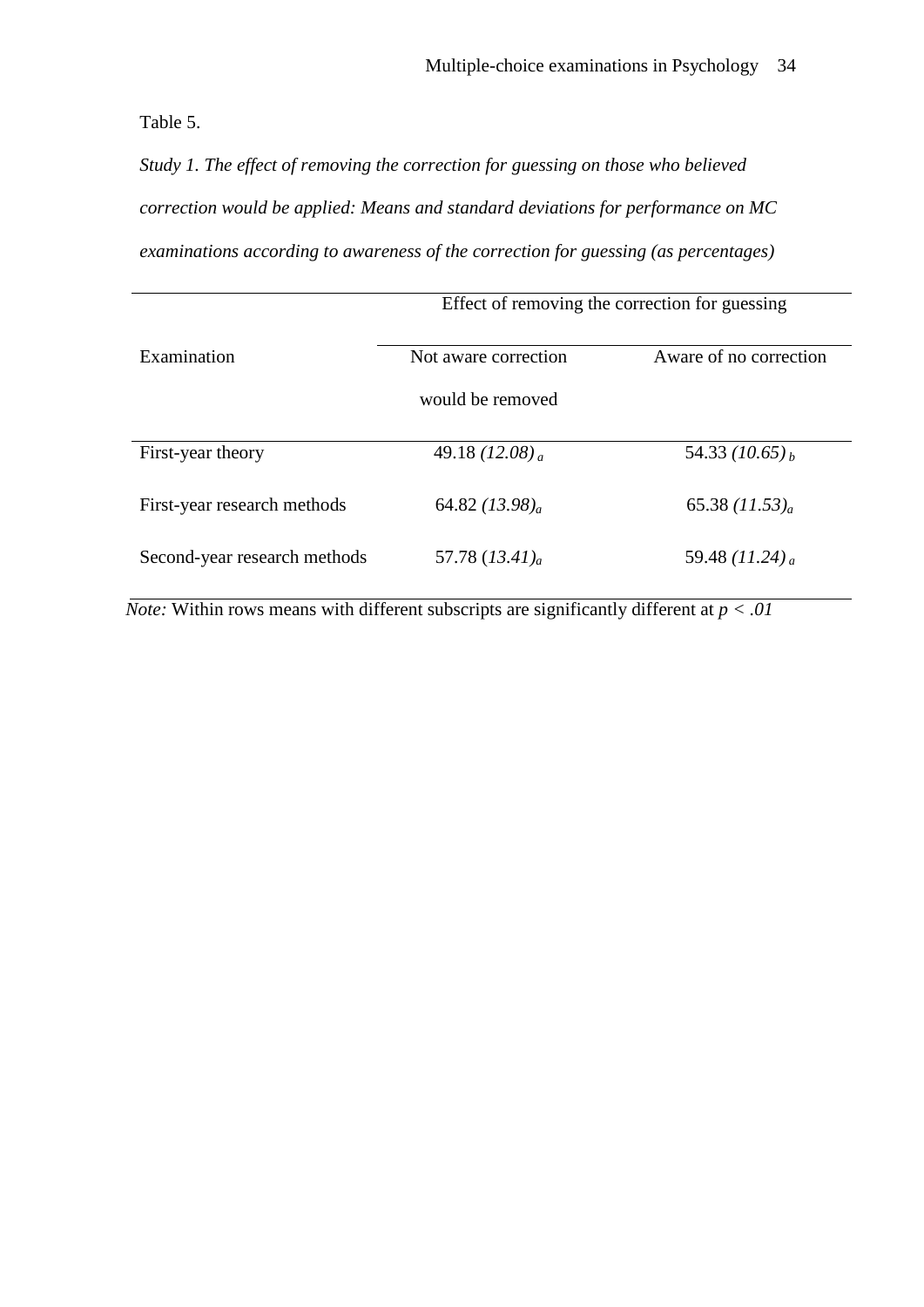Table 5.

*Study 1. The effect of removing the correction for guessing on those who believed correction would be applied: Means and standard deviations for performance on MC examinations according to awareness of the correction for guessing (as percentages)*

| | Effect of removing the correction for guessing | |
|---|---|---|
| Examination | Not aware correction would be removed | Aware of no correction |
| First-year theory | 49.18 *(12.08)* $_a$ | 54.33 *(10.65)* $_b$ |
| First-year research methods | 64.82 *(13.98)* $_a$ | 65.38 *(11.53)* $_a$ |
| Second-year research methods | 57.78 (*13.41*) $_a$ | 59.48 *(11.24)* $_a$ |

*Note:* Within rows means with different subscripts are significantly different at $p < .01$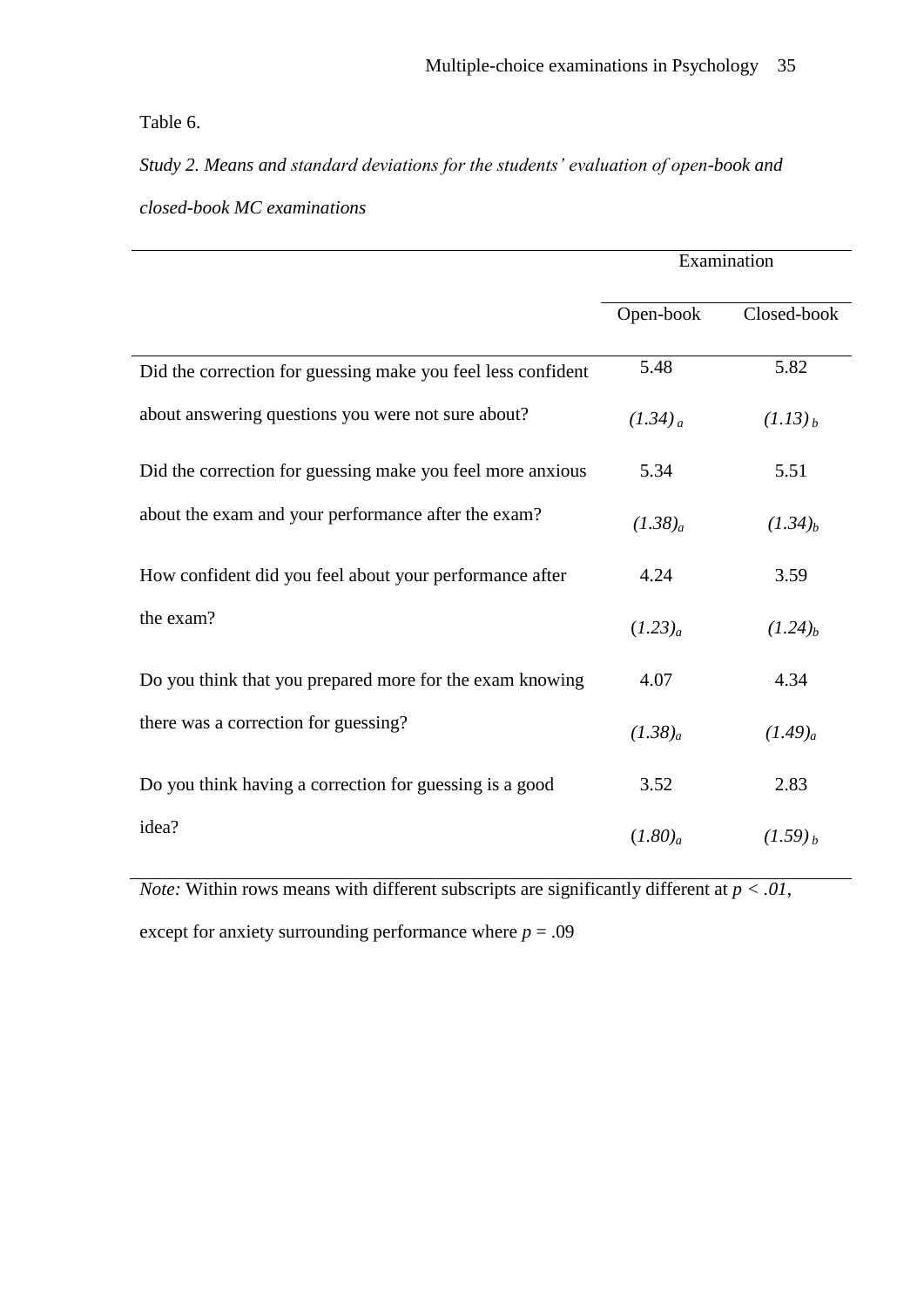Table 6.

*Study 2. Means and standard deviations for the students' evaluation of open-book and closed-book MC examinations*

| | Examination | |
|---|---|---|
| | Open-book | Closed-book |
| Did the correction for guessing make you feel less confident about answering questions you were not sure about? | 5.48 *(1.34)$_a$* | 5.82 *(1.13)$_b$* |
| Did the correction for guessing make you feel more anxious about the exam and your performance after the exam? | 5.34 *(1.38)$_a$* | 5.51 *(1.34)$_b$* |
| How confident did you feel about your performance after the exam? | 4.24 *(1.23)$_a$* | 3.59 *(1.24)$_b$* |
| Do you think that you prepared more for the exam knowing there was a correction for guessing? | 4.07 *(1.38)$_a$* | 4.34 *(1.49)$_a$* |
| Do you think having a correction for guessing is a good idea? | 3.52 *(1.80)$_a$* | 2.83 *(1.59)$_b$* |

*Note:* Within rows means with different subscripts are significantly different at $p < .01$, except for anxiety surrounding performance where $p = .09$